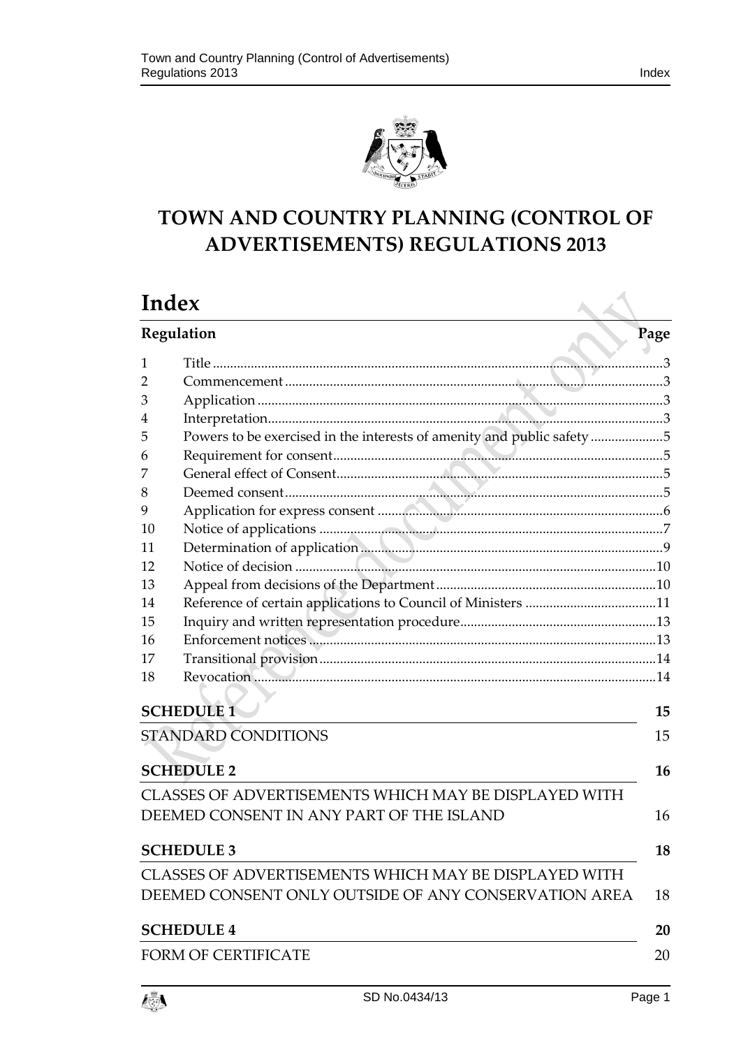# TOWN AND COUNTRY PLANNING (CONTROL OF ADVERTISEMENTS) REGULATIONS 2013

## Index

| Regulation | | Page |
|---|---|---|
| 1 | Title | 3 |
| 2 | Commencement | 3 |
| 3 | Application | 3 |
| 4 | Interpretation | 3 |
| 5 | Powers to be exercised in the interests of amenity and public safety | 5 |
| 6 | Requirement for consent | 5 |
| 7 | General effect of Consent | 5 |
| 8 | Deemed consent | 5 |
| 9 | Application for express consent | 6 |
| 10 | Notice of applications | 7 |
| 11 | Determination of application | 9 |
| 12 | Notice of decision | 10 |
| 13 | Appeal from decisions of the Department | 10 |
| 14 | Reference of certain applications to Council of Ministers | 11 |
| 15 | Inquiry and written representation procedure | 13 |
| 16 | Enforcement notices | 13 |
| 17 | Transitional provision | 14 |
| 18 | Revocation | 14 |

| | |
|---|---|
| **SCHEDULE 1** | **15** |
| STANDARD CONDITIONS | 15 |
| **SCHEDULE 2** | **16** |
| CLASSES OF ADVERTISEMENTS WHICH MAY BE DISPLAYED WITH DEEMED CONSENT IN ANY PART OF THE ISLAND | 16 |
| **SCHEDULE 3** | **18** |
| CLASSES OF ADVERTISEMENTS WHICH MAY BE DISPLAYED WITH DEEMED CONSENT ONLY OUTSIDE OF ANY CONSERVATION AREA | 18 |
| **SCHEDULE 4** | **20** |
| FORM OF CERTIFICATE | 20 |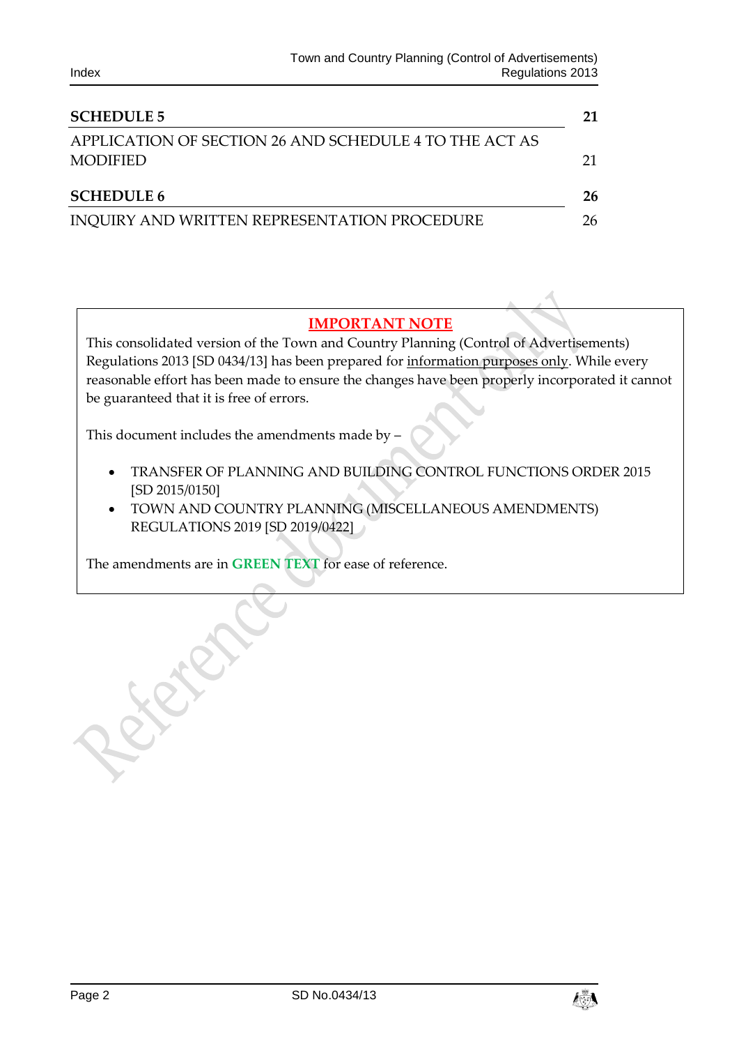| | |
|---|---|
| **SCHEDULE 5** | **21** |
| APPLICATION OF SECTION 26 AND SCHEDULE 4 TO THE ACT AS MODIFIED | 21 |
| **SCHEDULE 6** | **26** |
| INQUIRY AND WRITTEN REPRESENTATION PROCEDURE | 26 |

**IMPORTANT NOTE**

This consolidated version of the Town and Country Planning (Control of Advertisements) Regulations 2013 [SD 0434/13] has been prepared for information purposes only. While every reasonable effort has been made to ensure the changes have been properly incorporated it cannot be guaranteed that it is free of errors.

This document includes the amendments made by –

- TRANSFER OF PLANNING AND BUILDING CONTROL FUNCTIONS ORDER 2015 [SD 2015/0150]
- TOWN AND COUNTRY PLANNING (MISCELLANEOUS AMENDMENTS) REGULATIONS 2019 [SD 2019/0422]

The amendments are in **GREEN TEXT** for ease of reference.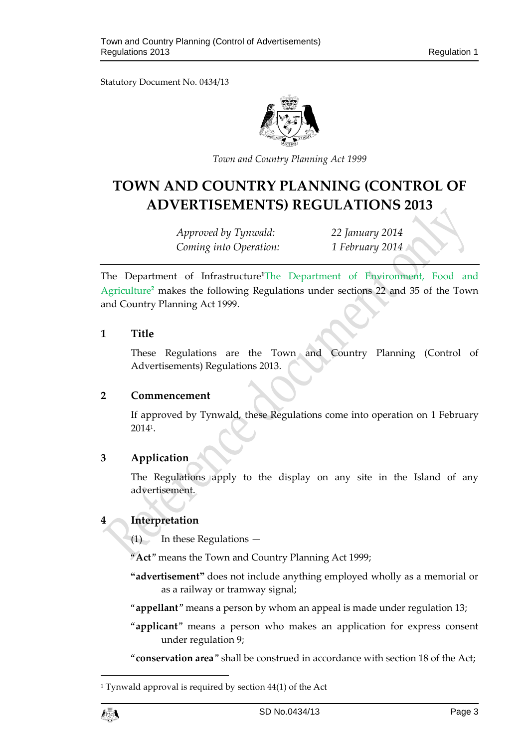Statutory Document No. 0434/13

*Town and Country Planning Act 1999*

# TOWN AND COUNTRY PLANNING (CONTROL OF ADVERTISEMENTS) REGULATIONS 2013

| | |
|---|---|
| *Approved by Tynwald:* | *22 January 2014* |
| *Coming into Operation:* | *1 February 2014* |

~~The Department of Infrastructure~~[1]The Department of Environment, Food and Agriculture[2] makes the following Regulations under sections 22 and 35 of the Town and Country Planning Act 1999.

## 1 Title

These Regulations are the Town and Country Planning (Control of Advertisements) Regulations 2013.

## 2 Commencement

If approved by Tynwald, these Regulations come into operation on 1 February 2014[1].

## 3 Application

The Regulations apply to the display on any site in the Island of any advertisement.

## 4 Interpretation

(1) In these Regulations —

"**Act**" means the Town and Country Planning Act 1999;

"**advertisement**" does not include anything employed wholly as a memorial or as a railway or tramway signal;

"**appellant**" means a person by whom an appeal is made under regulation 13;

"**applicant**" means a person who makes an application for express consent under regulation 9;

"**conservation area**" shall be construed in accordance with section 18 of the Act;

---

[1] Tynwald approval is required by section 44(1) of the Act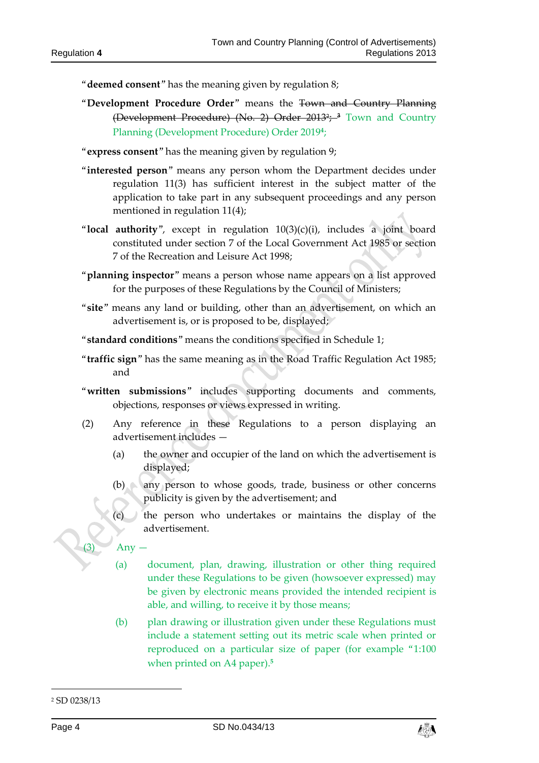"**deemed consent**" has the meaning given by regulation 8;

"**Development Procedure Order**" means the ~~Town and Country Planning (Development Procedure) (No. 2) Order 2013[2]; [3]~~ Town and Country Planning (Development Procedure) Order 2019[4];

"**express consent**" has the meaning given by regulation 9;

"**interested person**" means any person whom the Department decides under regulation 11(3) has sufficient interest in the subject matter of the application to take part in any subsequent proceedings and any person mentioned in regulation 11(4);

"**local authority**", except in regulation 10(3)(c)(i), includes a joint board constituted under section 7 of the Local Government Act 1985 or section 7 of the Recreation and Leisure Act 1998;

"**planning inspector**" means a person whose name appears on a list approved for the purposes of these Regulations by the Council of Ministers;

"**site**" means any land or building, other than an advertisement, on which an advertisement is, or is proposed to be, displayed;

"**standard conditions**" means the conditions specified in Schedule 1;

"**traffic sign**" has the same meaning as in the Road Traffic Regulation Act 1985; and

"**written submissions**" includes supporting documents and comments, objections, responses or views expressed in writing.

(2) Any reference in these Regulations to a person displaying an advertisement includes —

(a) the owner and occupier of the land on which the advertisement is displayed;

(b) any person to whose goods, trade, business or other concerns publicity is given by the advertisement; and

(c) the person who undertakes or maintains the display of the advertisement.

(3) Any —

(a) document, plan, drawing, illustration or other thing required under these Regulations to be given (howsoever expressed) may be given by electronic means provided the intended recipient is able, and willing, to receive it by those means;

(b) plan drawing or illustration given under these Regulations must include a statement setting out its metric scale when printed or reproduced on a particular size of paper (for example "1:100 when printed on A4 paper).[5]

---

[2] SD 0238/13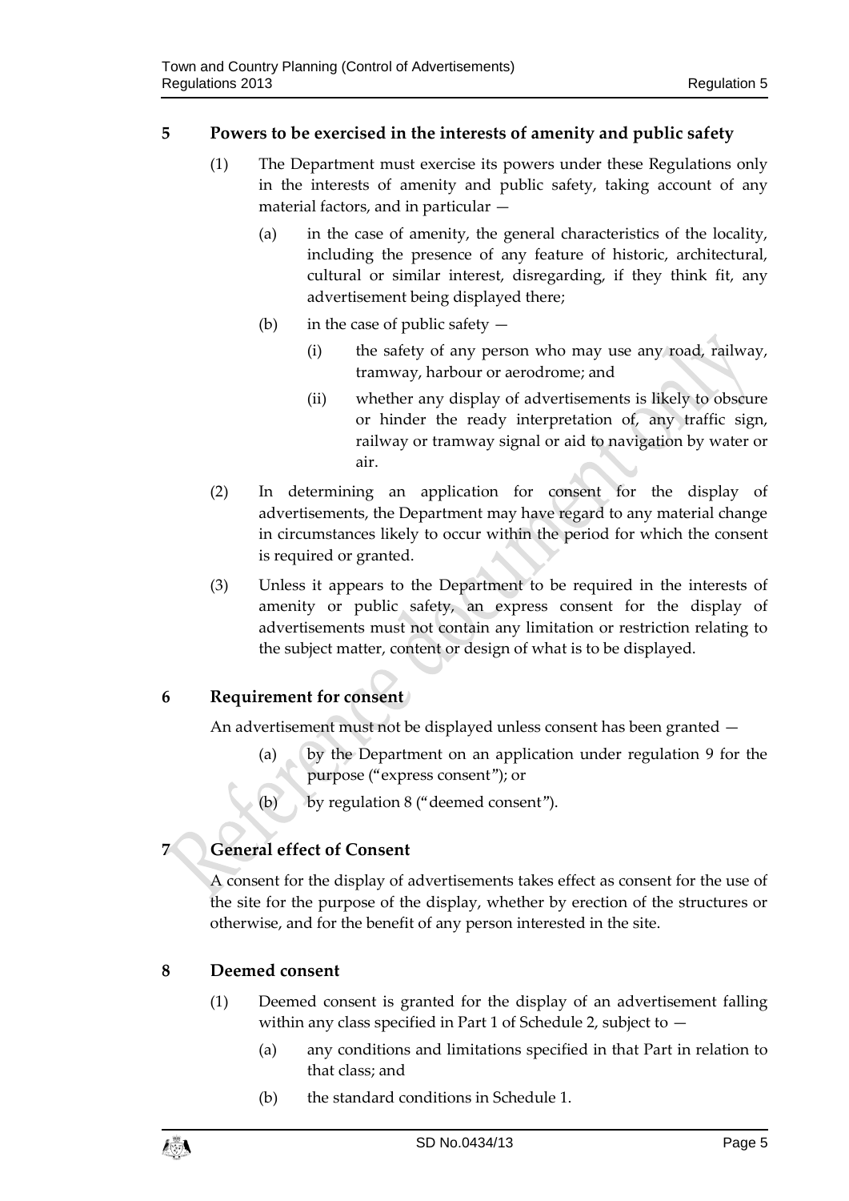## 5 Powers to be exercised in the interests of amenity and public safety

(1) The Department must exercise its powers under these Regulations only in the interests of amenity and public safety, taking account of any material factors, and in particular —

(a) in the case of amenity, the general characteristics of the locality, including the presence of any feature of historic, architectural, cultural or similar interest, disregarding, if they think fit, any advertisement being displayed there;

(b) in the case of public safety —

(i) the safety of any person who may use any road, railway, tramway, harbour or aerodrome; and

(ii) whether any display of advertisements is likely to obscure or hinder the ready interpretation of, any traffic sign, railway or tramway signal or aid to navigation by water or air.

(2) In determining an application for consent for the display of advertisements, the Department may have regard to any material change in circumstances likely to occur within the period for which the consent is required or granted.

(3) Unless it appears to the Department to be required in the interests of amenity or public safety, an express consent for the display of advertisements must not contain any limitation or restriction relating to the subject matter, content or design of what is to be displayed.

## 6 Requirement for consent

An advertisement must not be displayed unless consent has been granted —

(a) by the Department on an application under regulation 9 for the purpose ("express consent"); or

(b) by regulation 8 ("deemed consent").

## 7 General effect of Consent

A consent for the display of advertisements takes effect as consent for the use of the site for the purpose of the display, whether by erection of the structures or otherwise, and for the benefit of any person interested in the site.

## 8 Deemed consent

(1) Deemed consent is granted for the display of an advertisement falling within any class specified in Part 1 of Schedule 2, subject to —

(a) any conditions and limitations specified in that Part in relation to that class; and

(b) the standard conditions in Schedule 1.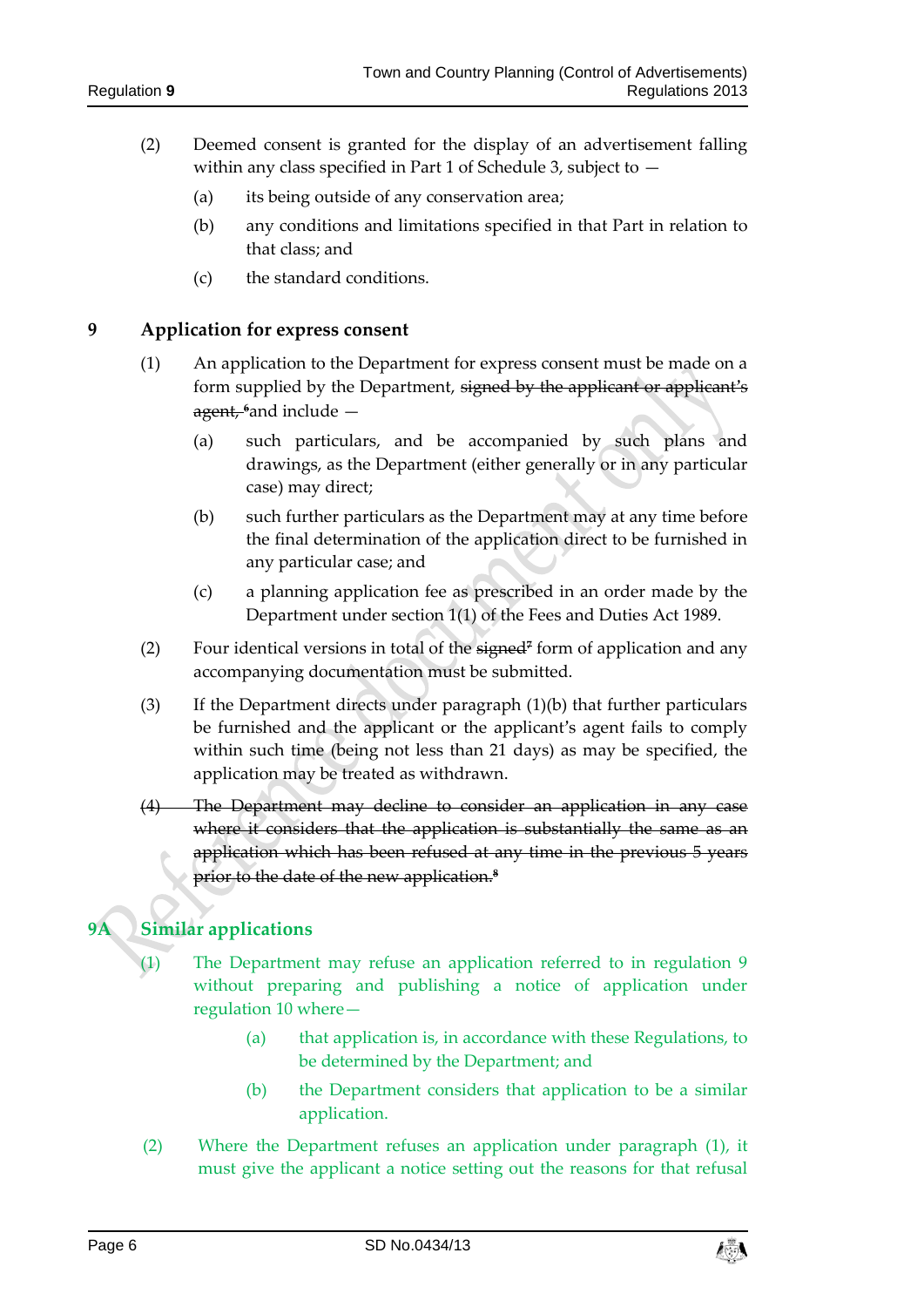(2) Deemed consent is granted for the display of an advertisement falling within any class specified in Part 1 of Schedule 3, subject to —

(a) its being outside of any conservation area;

(b) any conditions and limitations specified in that Part in relation to that class; and

(c) the standard conditions.

## 9 Application for express consent

(1) An application to the Department for express consent must be made on a form supplied by the Department, ~~signed by the applicant or applicant's agent,~~[6] and include —

(a) such particulars, and be accompanied by such plans and drawings, as the Department (either generally or in any particular case) may direct;

(b) such further particulars as the Department may at any time before the final determination of the application direct to be furnished in any particular case; and

(c) a planning application fee as prescribed in an order made by the Department under section 1(1) of the Fees and Duties Act 1989.

(2) Four identical versions in total of the ~~signed~~[7] form of application and any accompanying documentation must be submitted.

(3) If the Department directs under paragraph (1)(b) that further particulars be furnished and the applicant or the applicant's agent fails to comply within such time (being not less than 21 days) as may be specified, the application may be treated as withdrawn.

~~(4) The Department may decline to consider an application in any case where it considers that the application is substantially the same as an application which has been refused at any time in the previous 5 years prior to the date of the new application.~~[8]

## 9A Similar applications

(1) The Department may refuse an application referred to in regulation 9 without preparing and publishing a notice of application under regulation 10 where—

(a) that application is, in accordance with these Regulations, to be determined by the Department; and

(b) the Department considers that application to be a similar application.

(2) Where the Department refuses an application under paragraph (1), it must give the applicant a notice setting out the reasons for that refusal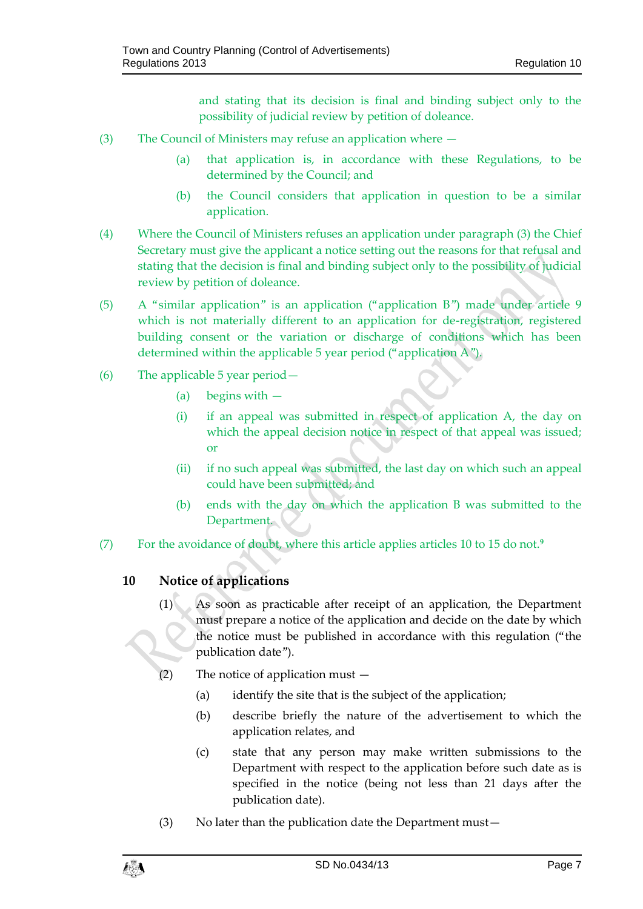and stating that its decision is final and binding subject only to the possibility of judicial review by petition of doleance.

(3) The Council of Ministers may refuse an application where —

(a) that application is, in accordance with these Regulations, to be determined by the Council; and

(b) the Council considers that application in question to be a similar application.

(4) Where the Council of Ministers refuses an application under paragraph (3) the Chief Secretary must give the applicant a notice setting out the reasons for that refusal and stating that the decision is final and binding subject only to the possibility of judicial review by petition of doleance.

(5) A "similar application" is an application ("application B") made under article 9 which is not materially different to an application for de-registration, registered building consent or the variation or discharge of conditions which has been determined within the applicable 5 year period ("application A").

(6) The applicable 5 year period—

(a) begins with —

(i) if an appeal was submitted in respect of application A, the day on which the appeal decision notice in respect of that appeal was issued; or

(ii) if no such appeal was submitted, the last day on which such an appeal could have been submitted; and

(b) ends with the day on which the application B was submitted to the Department.

(7) For the avoidance of doubt, where this article applies articles 10 to 15 do not.[9]

## 10 Notice of applications

(1) As soon as practicable after receipt of an application, the Department must prepare a notice of the application and decide on the date by which the notice must be published in accordance with this regulation ("the publication date").

(2) The notice of application must —

(a) identify the site that is the subject of the application;

(b) describe briefly the nature of the advertisement to which the application relates, and

(c) state that any person may make written submissions to the Department with respect to the application before such date as is specified in the notice (being not less than 21 days after the publication date).

(3) No later than the publication date the Department must—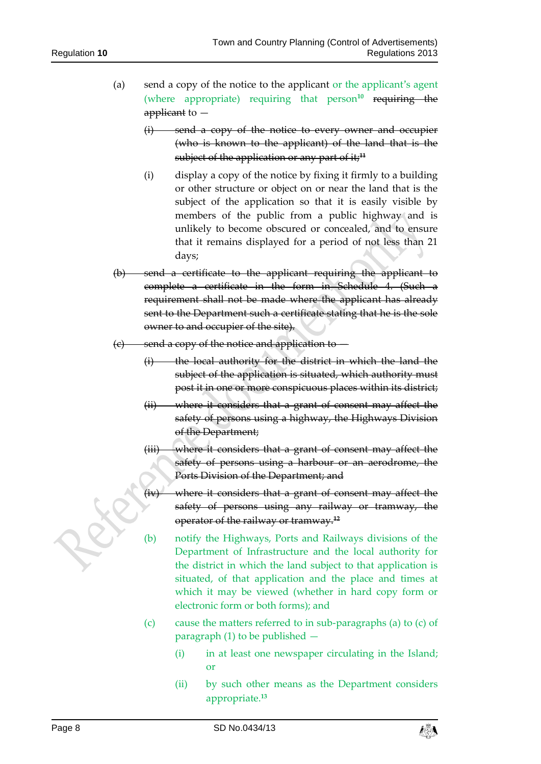(a) send a copy of the notice to the applicant or the applicant's agent (where appropriate) requiring that person[10] ~~requiring the applicant~~ to —

~~(i) send a copy of the notice to every owner and occupier (who is known to the applicant) of the land that is the subject of the application or any part of it;[11]~~

(i) display a copy of the notice by fixing it firmly to a building or other structure or object on or near the land that is the subject of the application so that it is easily visible by members of the public from a public highway and is unlikely to become obscured or concealed, and to ensure that it remains displayed for a period of not less than 21 days;

~~(b) send a certificate to the applicant requiring the applicant to complete a certificate in the form in Schedule 4. (Such a requirement shall not be made where the applicant has already sent to the Department such a certificate stating that he is the sole owner to and occupier of the site).~~

~~(c) send a copy of the notice and application to —~~

~~(i) the local authority for the district in which the land the subject of the application is situated, which authority must post it in one or more conspicuous places within its district;~~

~~(ii) where it considers that a grant of consent may affect the safety of persons using a highway, the Highways Division of the Department;~~

~~(iii) where it considers that a grant of consent may affect the safety of persons using a harbour or an aerodrome, the Ports Division of the Department; and~~

~~(iv) where it considers that a grant of consent may affect the safety of persons using any railway or tramway, the operator of the railway or tramway.[12]~~

(b) notify the Highways, Ports and Railways divisions of the Department of Infrastructure and the local authority for the district in which the land subject to that application is situated, of that application and the place and times at which it may be viewed (whether in hard copy form or electronic form or both forms); and

(c) cause the matters referred to in sub-paragraphs (a) to (c) of paragraph (1) to be published —

(i) in at least one newspaper circulating in the Island; or

(ii) by such other means as the Department considers appropriate.[13]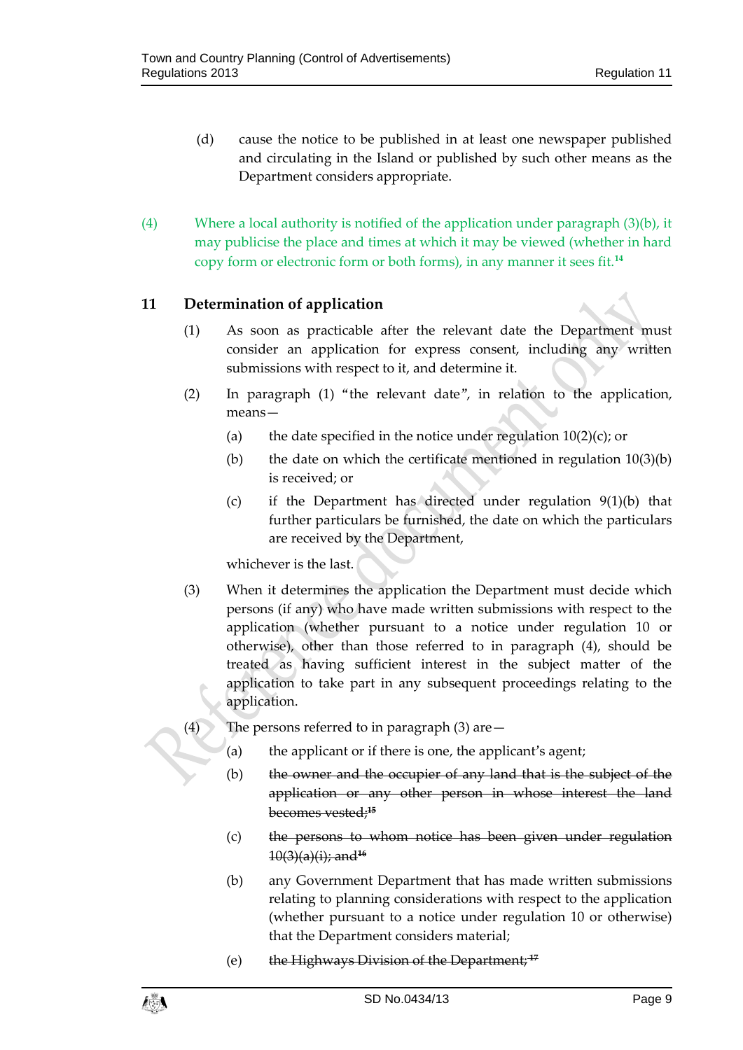(d) cause the notice to be published in at least one newspaper published and circulating in the Island or published by such other means as the Department considers appropriate.

(4) Where a local authority is notified of the application under paragraph (3)(b), it may publicise the place and times at which it may be viewed (whether in hard copy form or electronic form or both forms), in any manner it sees fit.[14]

## 11 Determination of application

(1) As soon as practicable after the relevant date the Department must consider an application for express consent, including any written submissions with respect to it, and determine it.

(2) In paragraph (1) "the relevant date", in relation to the application, means—

(a) the date specified in the notice under regulation 10(2)(c); or

(b) the date on which the certificate mentioned in regulation 10(3)(b) is received; or

(c) if the Department has directed under regulation 9(1)(b) that further particulars be furnished, the date on which the particulars are received by the Department,

whichever is the last.

(3) When it determines the application the Department must decide which persons (if any) who have made written submissions with respect to the application (whether pursuant to a notice under regulation 10 or otherwise), other than those referred to in paragraph (4), should be treated as having sufficient interest in the subject matter of the application to take part in any subsequent proceedings relating to the application.

(4) The persons referred to in paragraph (3) are—

(a) the applicant or if there is one, the applicant's agent;

(b) ~~the owner and the occupier of any land that is the subject of the application or any other person in whose interest the land becomes vested;~~[15]

(c) ~~the persons to whom notice has been given under regulation 10(3)(a)(i); and~~[16]

(b) any Government Department that has made written submissions relating to planning considerations with respect to the application (whether pursuant to a notice under regulation 10 or otherwise) that the Department considers material;

(e) ~~the Highways Division of the Department;~~[17]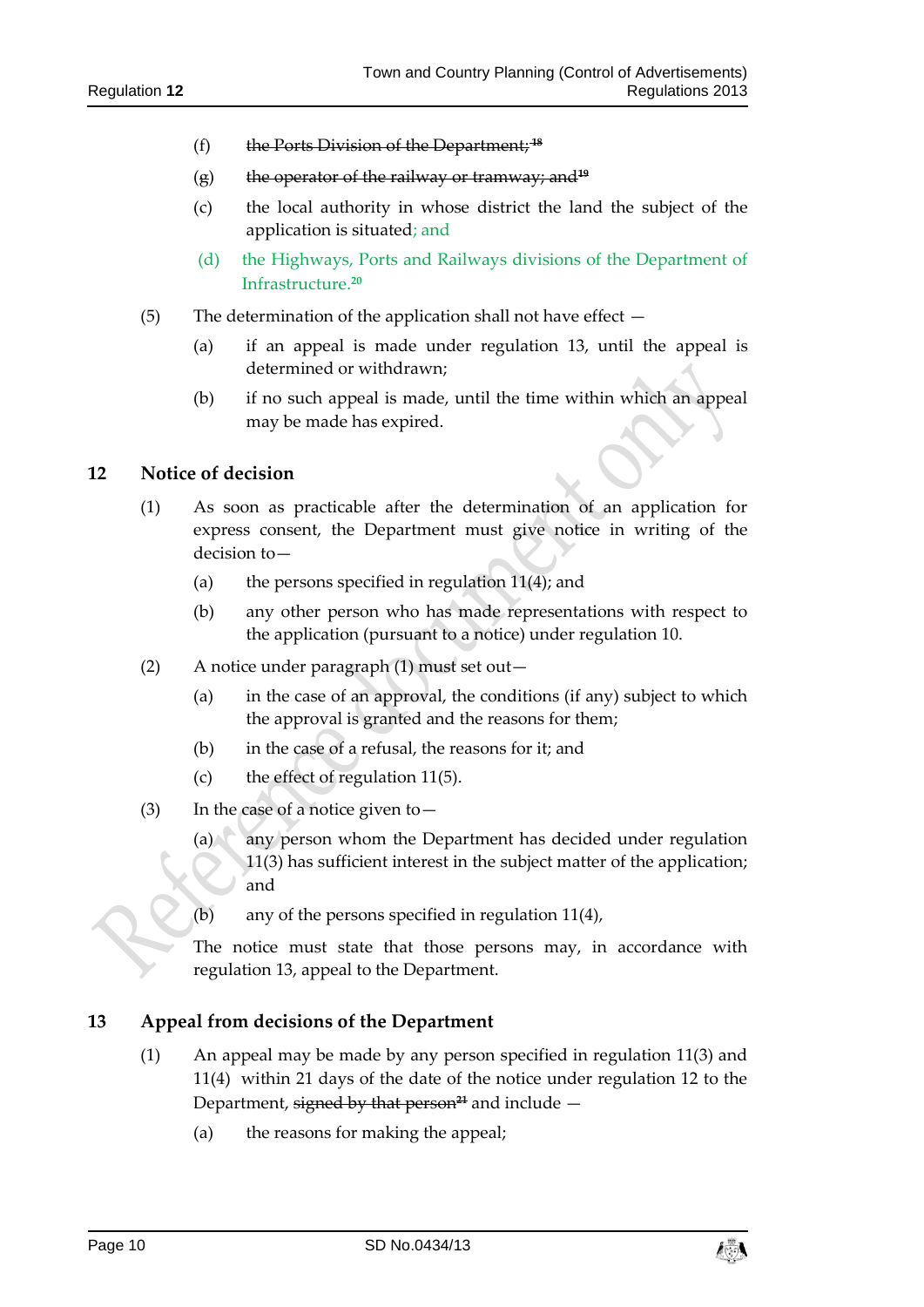(f) ~~the Ports Division of the Department;~~[18]

(g) ~~the operator of the railway or tramway; and~~[19]

(c) the local authority in whose district the land the subject of the application is situated; and

(d) the Highways, Ports and Railways divisions of the Department of Infrastructure.[20]

(5) The determination of the application shall not have effect —

(a) if an appeal is made under regulation 13, until the appeal is determined or withdrawn;

(b) if no such appeal is made, until the time within which an appeal may be made has expired.

## 12 Notice of decision

(1) As soon as practicable after the determination of an application for express consent, the Department must give notice in writing of the decision to—

(a) the persons specified in regulation 11(4); and

(b) any other person who has made representations with respect to the application (pursuant to a notice) under regulation 10.

(2) A notice under paragraph (1) must set out—

(a) in the case of an approval, the conditions (if any) subject to which the approval is granted and the reasons for them;

(b) in the case of a refusal, the reasons for it; and

(c) the effect of regulation 11(5).

(3) In the case of a notice given to—

(a) any person whom the Department has decided under regulation 11(3) has sufficient interest in the subject matter of the application; and

(b) any of the persons specified in regulation 11(4),

The notice must state that those persons may, in accordance with regulation 13, appeal to the Department.

## 13 Appeal from decisions of the Department

(1) An appeal may be made by any person specified in regulation 11(3) and 11(4) within 21 days of the date of the notice under regulation 12 to the Department, ~~signed by that person~~[21] and include —

(a) the reasons for making the appeal;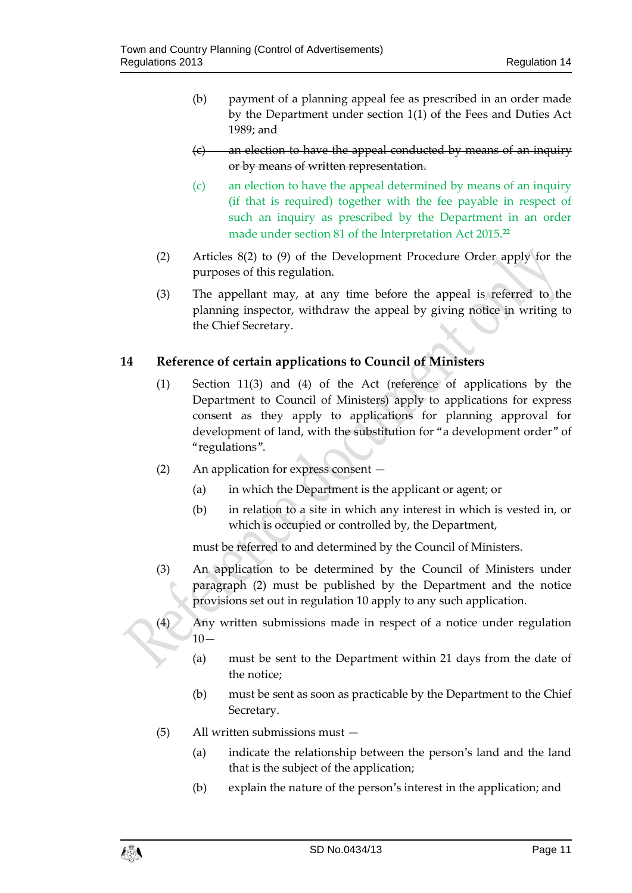(b) payment of a planning appeal fee as prescribed in an order made by the Department under section 1(1) of the Fees and Duties Act 1989; and

~~(c) an election to have the appeal conducted by means of an inquiry or by means of written representation.~~

(c) an election to have the appeal determined by means of an inquiry (if that is required) together with the fee payable in respect of such an inquiry as prescribed by the Department in an order made under section 81 of the Interpretation Act 2015.[22]

(2) Articles 8(2) to (9) of the Development Procedure Order apply for the purposes of this regulation.

(3) The appellant may, at any time before the appeal is referred to the planning inspector, withdraw the appeal by giving notice in writing to the Chief Secretary.

## 14 Reference of certain applications to Council of Ministers

(1) Section 11(3) and (4) of the Act (reference of applications by the Department to Council of Ministers) apply to applications for express consent as they apply to applications for planning approval for development of land, with the substitution for "a development order" of "regulations".

(2) An application for express consent —

(a) in which the Department is the applicant or agent; or

(b) in relation to a site in which any interest in which is vested in, or which is occupied or controlled by, the Department,

must be referred to and determined by the Council of Ministers.

(3) An application to be determined by the Council of Ministers under paragraph (2) must be published by the Department and the notice provisions set out in regulation 10 apply to any such application.

(4) Any written submissions made in respect of a notice under regulation 10—

(a) must be sent to the Department within 21 days from the date of the notice;

(b) must be sent as soon as practicable by the Department to the Chief Secretary.

(5) All written submissions must —

(a) indicate the relationship between the person's land and the land that is the subject of the application;

(b) explain the nature of the person's interest in the application; and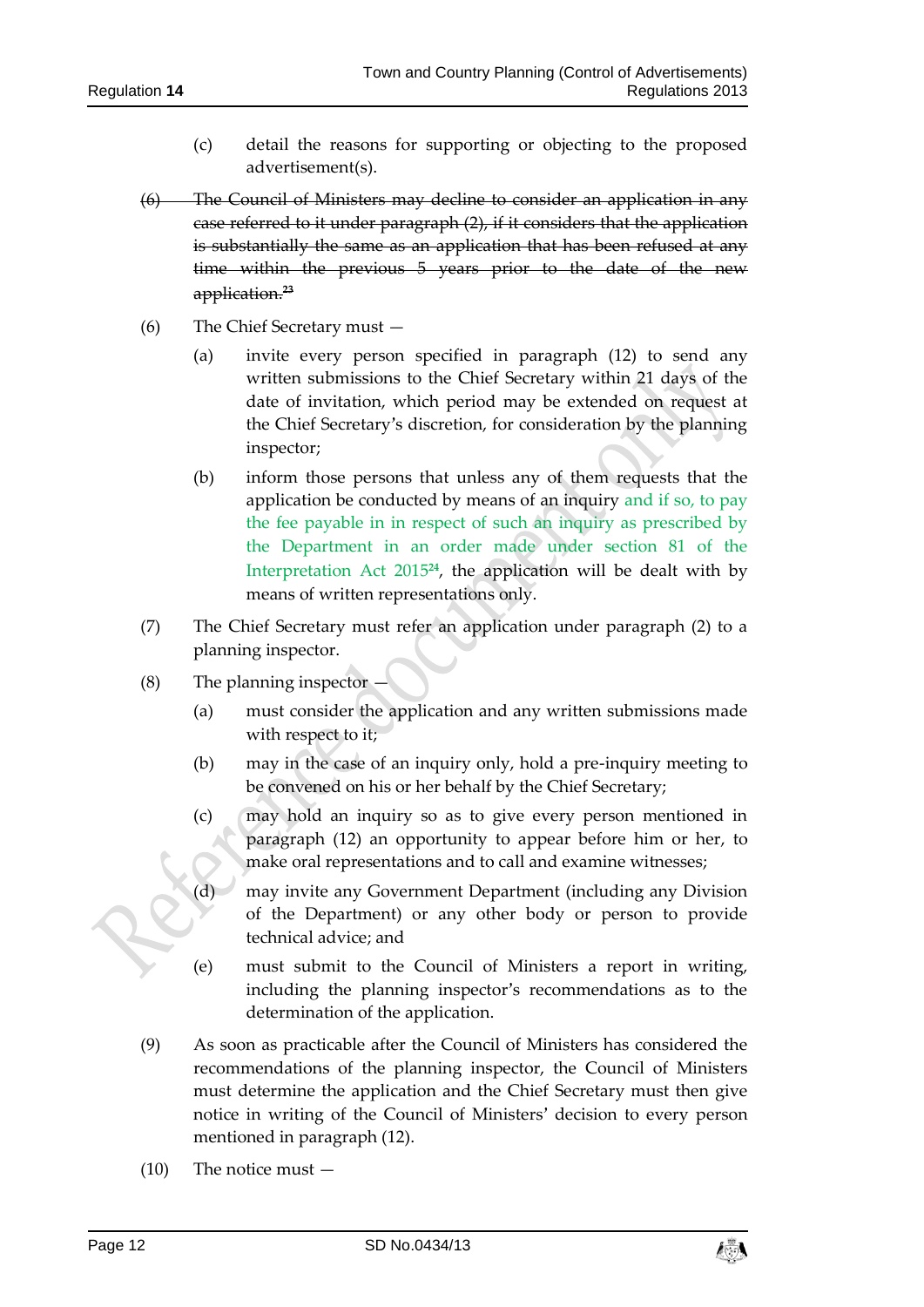(c) detail the reasons for supporting or objecting to the proposed advertisement(s).

~~(6) The Council of Ministers may decline to consider an application in any case referred to it under paragraph (2), if it considers that the application is substantially the same as an application that has been refused at any time within the previous 5 years prior to the date of the new application.[23]~~

(6) The Chief Secretary must —

(a) invite every person specified in paragraph (12) to send any written submissions to the Chief Secretary within 21 days of the date of invitation, which period may be extended on request at the Chief Secretary's discretion, for consideration by the planning inspector;

(b) inform those persons that unless any of them requests that the application be conducted by means of an inquiry and if so, to pay the fee payable in in respect of such an inquiry as prescribed by the Department in an order made under section 81 of the Interpretation Act 2015[24], the application will be dealt with by means of written representations only.

(7) The Chief Secretary must refer an application under paragraph (2) to a planning inspector.

(8) The planning inspector —

(a) must consider the application and any written submissions made with respect to it;

(b) may in the case of an inquiry only, hold a pre-inquiry meeting to be convened on his or her behalf by the Chief Secretary;

(c) may hold an inquiry so as to give every person mentioned in paragraph (12) an opportunity to appear before him or her, to make oral representations and to call and examine witnesses;

(d) may invite any Government Department (including any Division of the Department) or any other body or person to provide technical advice; and

(e) must submit to the Council of Ministers a report in writing, including the planning inspector's recommendations as to the determination of the application.

(9) As soon as practicable after the Council of Ministers has considered the recommendations of the planning inspector, the Council of Ministers must determine the application and the Chief Secretary must then give notice in writing of the Council of Ministers' decision to every person mentioned in paragraph (12).

(10) The notice must —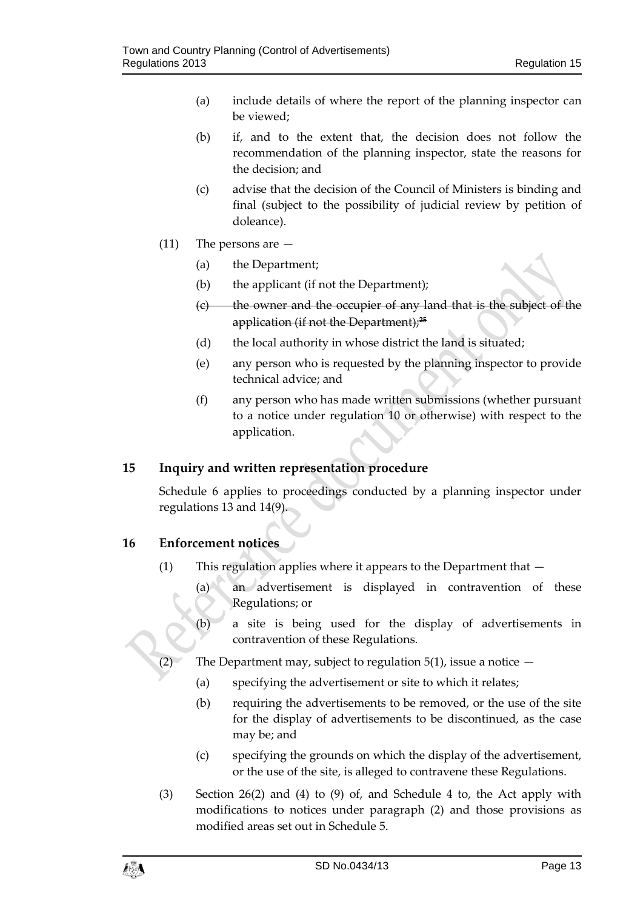(a) include details of where the report of the planning inspector can be viewed;

(b) if, and to the extent that, the decision does not follow the recommendation of the planning inspector, state the reasons for the decision; and

(c) advise that the decision of the Council of Ministers is binding and final (subject to the possibility of judicial review by petition of doleance).

(11) The persons are —

(a) the Department;

(b) the applicant (if not the Department);

(c) ~~the owner and the occupier of any land that is the subject of the application (if not the Department);~~[25]

(d) the local authority in whose district the land is situated;

(e) any person who is requested by the planning inspector to provide technical advice; and

(f) any person who has made written submissions (whether pursuant to a notice under regulation 10 or otherwise) with respect to the application.

## 15 Inquiry and written representation procedure

Schedule 6 applies to proceedings conducted by a planning inspector under regulations 13 and 14(9).

## 16 Enforcement notices

(1) This regulation applies where it appears to the Department that —

(a) an advertisement is displayed in contravention of these Regulations; or

(b) a site is being used for the display of advertisements in contravention of these Regulations.

(2) The Department may, subject to regulation 5(1), issue a notice —

(a) specifying the advertisement or site to which it relates;

(b) requiring the advertisements to be removed, or the use of the site for the display of advertisements to be discontinued, as the case may be; and

(c) specifying the grounds on which the display of the advertisement, or the use of the site, is alleged to contravene these Regulations.

(3) Section 26(2) and (4) to (9) of, and Schedule 4 to, the Act apply with modifications to notices under paragraph (2) and those provisions as modified areas set out in Schedule 5.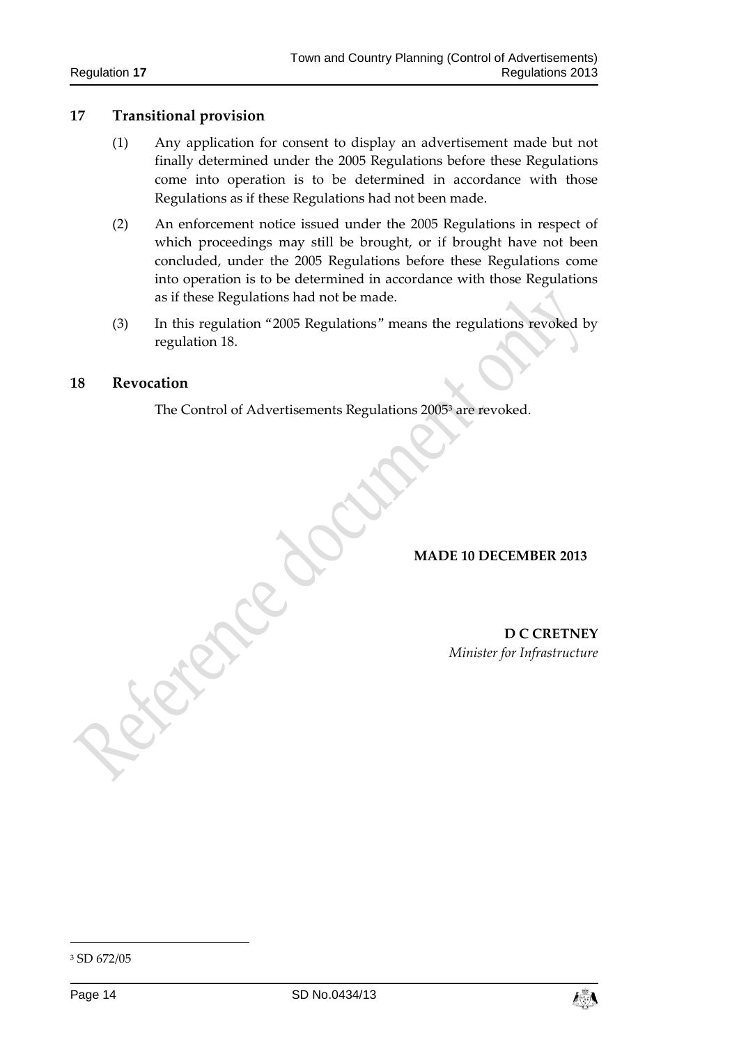## 17 Transitional provision

(1) Any application for consent to display an advertisement made but not finally determined under the 2005 Regulations before these Regulations come into operation is to be determined in accordance with those Regulations as if these Regulations had not been made.

(2) An enforcement notice issued under the 2005 Regulations in respect of which proceedings may still be brought, or if brought have not been concluded, under the 2005 Regulations before these Regulations come into operation is to be determined in accordance with those Regulations as if these Regulations had not be made.

(3) In this regulation "2005 Regulations" means the regulations revoked by regulation 18.

## 18 Revocation

The Control of Advertisements Regulations 2005[3] are revoked.

**MADE 10 DECEMBER 2013**

**D C CRETNEY**
*Minister for Infrastructure*

---

[3] SD 672/05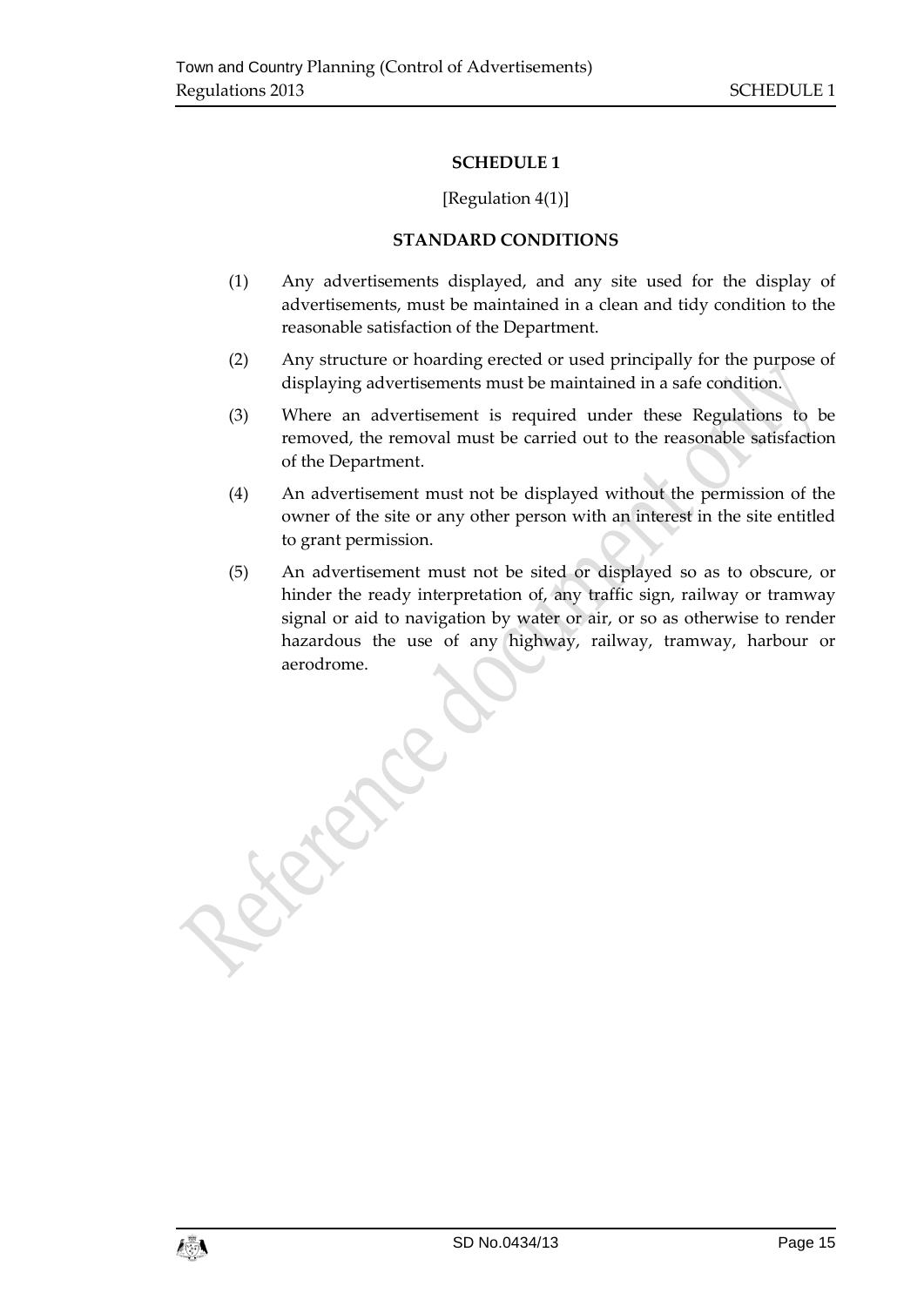## SCHEDULE 1

[Regulation 4(1)]

### STANDARD CONDITIONS

(1) Any advertisements displayed, and any site used for the display of advertisements, must be maintained in a clean and tidy condition to the reasonable satisfaction of the Department.

(2) Any structure or hoarding erected or used principally for the purpose of displaying advertisements must be maintained in a safe condition.

(3) Where an advertisement is required under these Regulations to be removed, the removal must be carried out to the reasonable satisfaction of the Department.

(4) An advertisement must not be displayed without the permission of the owner of the site or any other person with an interest in the site entitled to grant permission.

(5) An advertisement must not be sited or displayed so as to obscure, or hinder the ready interpretation of, any traffic sign, railway or tramway signal or aid to navigation by water or air, or so as otherwise to render hazardous the use of any highway, railway, tramway, harbour or aerodrome.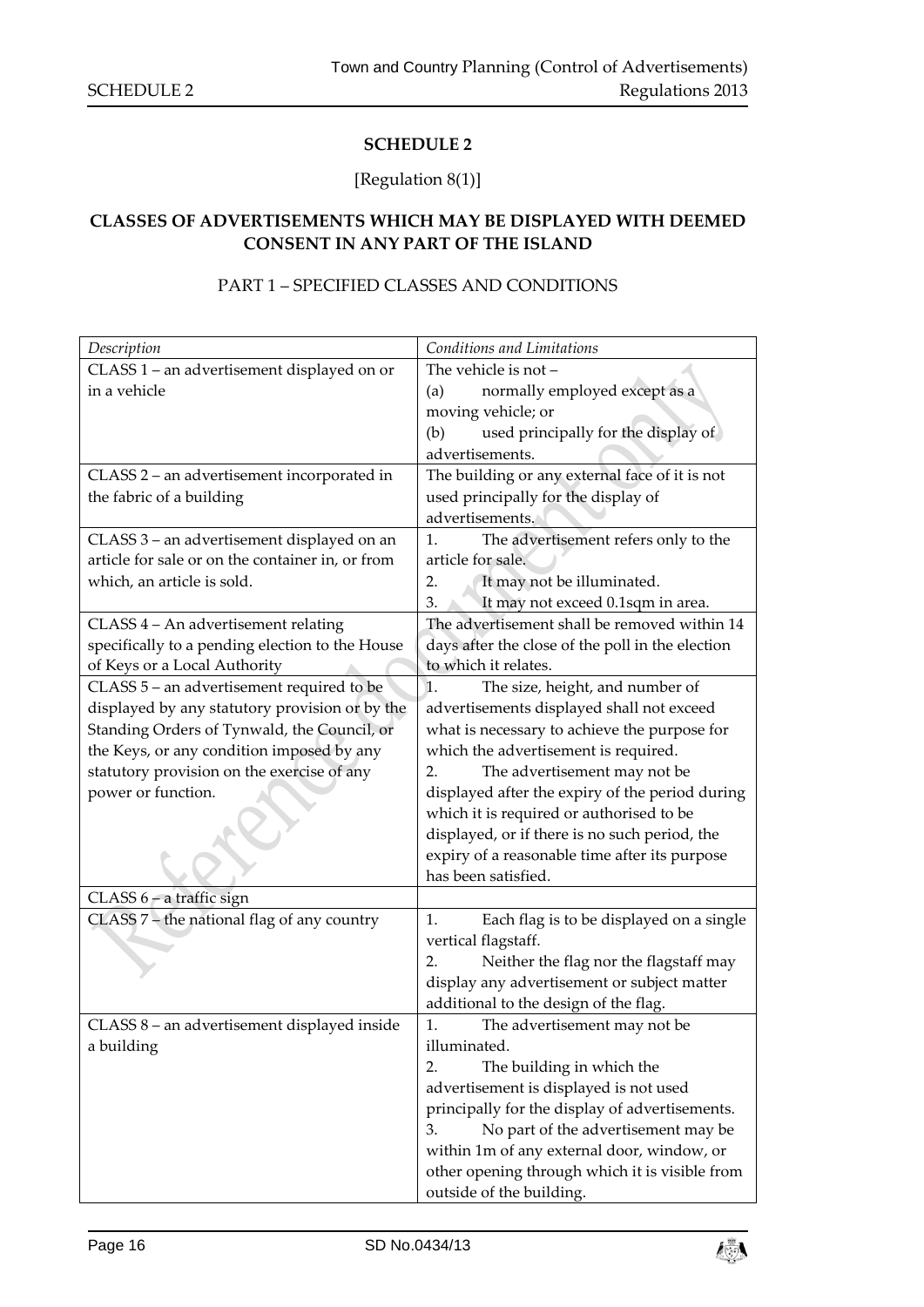## SCHEDULE 2

[Regulation 8(1)]

### CLASSES OF ADVERTISEMENTS WHICH MAY BE DISPLAYED WITH DEEMED CONSENT IN ANY PART OF THE ISLAND

PART 1 – SPECIFIED CLASSES AND CONDITIONS

| *Description* | *Conditions and Limitations* |
|---|---|
| CLASS 1 – an advertisement displayed on or in a vehicle | The vehicle is not – (a) normally employed except as a moving vehicle; or (b) used principally for the display of advertisements. |
| CLASS 2 – an advertisement incorporated in the fabric of a building | The building or any external face of it is not used principally for the display of advertisements. |
| CLASS 3 – an advertisement displayed on an article for sale or on the container in, or from which, an article is sold. | 1. The advertisement refers only to the article for sale. 2. It may not be illuminated. 3. It may not exceed 0.1sqm in area. |
| CLASS 4 – An advertisement relating specifically to a pending election to the House of Keys or a Local Authority | The advertisement shall be removed within 14 days after the close of the poll in the election to which it relates. |
| CLASS 5 – an advertisement required to be displayed by any statutory provision or by the Standing Orders of Tynwald, the Council, or the Keys, or any condition imposed by any statutory provision on the exercise of any power or function. | 1. The size, height, and number of advertisements displayed shall not exceed what is necessary to achieve the purpose for which the advertisement is required. 2. The advertisement may not be displayed after the expiry of the period during which it is required or authorised to be displayed, or if there is no such period, the expiry of a reasonable time after its purpose has been satisfied. |
| CLASS 6 – a traffic sign | |
| CLASS 7 – the national flag of any country | 1. Each flag is to be displayed on a single vertical flagstaff. 2. Neither the flag nor the flagstaff may display any advertisement or subject matter additional to the design of the flag. |
| CLASS 8 – an advertisement displayed inside a building | 1. The advertisement may not be illuminated. 2. The building in which the advertisement is displayed is not used principally for the display of advertisements. 3. No part of the advertisement may be within 1m of any external door, window, or other opening through which it is visible from outside of the building. |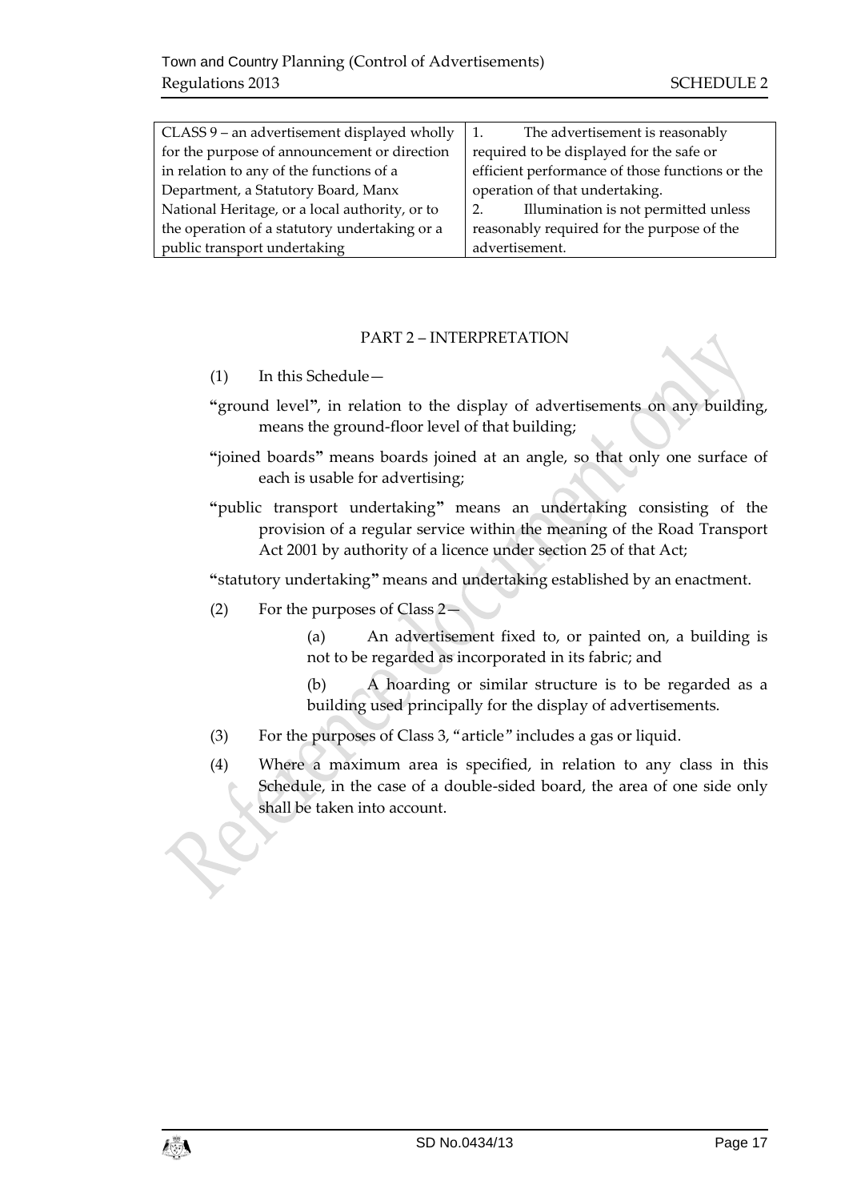| CLASS 9 – an advertisement displayed wholly for the purpose of announcement or direction in relation to any of the functions of a Department, a Statutory Board, Manx National Heritage, or a local authority, or to the operation of a statutory undertaking or a public transport undertaking | 1. The advertisement is reasonably required to be displayed for the safe or efficient performance of those functions or the operation of that undertaking.<br>2. Illumination is not permitted unless reasonably required for the purpose of the advertisement. |
|---|---|

## PART 2 – INTERPRETATION

(1) In this Schedule—

"ground level", in relation to the display of advertisements on any building, means the ground-floor level of that building;

"joined boards" means boards joined at an angle, so that only one surface of each is usable for advertising;

"public transport undertaking" means an undertaking consisting of the provision of a regular service within the meaning of the Road Transport Act 2001 by authority of a licence under section 25 of that Act;

"statutory undertaking" means and undertaking established by an enactment.

(2) For the purposes of Class 2—

(a) An advertisement fixed to, or painted on, a building is not to be regarded as incorporated in its fabric; and

(b) A hoarding or similar structure is to be regarded as a building used principally for the display of advertisements.

(3) For the purposes of Class 3, "article" includes a gas or liquid.

(4) Where a maximum area is specified, in relation to any class in this Schedule, in the case of a double-sided board, the area of one side only shall be taken into account.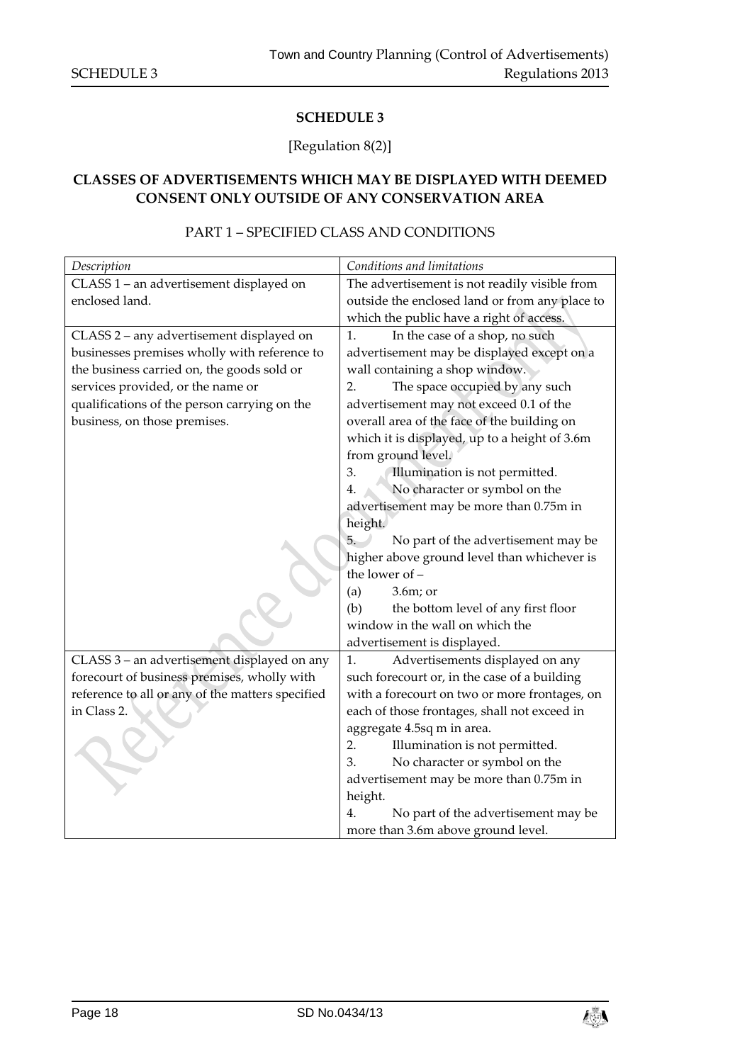## SCHEDULE 3

[Regulation 8(2)]

### CLASSES OF ADVERTISEMENTS WHICH MAY BE DISPLAYED WITH DEEMED CONSENT ONLY OUTSIDE OF ANY CONSERVATION AREA

PART 1 – SPECIFIED CLASS AND CONDITIONS

| *Description* | *Conditions and limitations* |
|---|---|
| CLASS 1 – an advertisement displayed on enclosed land. | The advertisement is not readily visible from outside the enclosed land or from any place to which the public have a right of access. |
| CLASS 2 – any advertisement displayed on businesses premises wholly with reference to the business carried on, the goods sold or services provided, or the name or qualifications of the person carrying on the business, on those premises. | 1. In the case of a shop, no such advertisement may be displayed except on a wall containing a shop window.<br>2. The space occupied by any such advertisement may not exceed 0.1 of the overall area of the face of the building on which it is displayed, up to a height of 3.6m from ground level.<br>3. Illumination is not permitted.<br>4. No character or symbol on the advertisement may be more than 0.75m in height.<br>5. No part of the advertisement may be higher above ground level than whichever is the lower of –<br>(a) 3.6m; or<br>(b) the bottom level of any first floor window in the wall on which the advertisement is displayed. |
| CLASS 3 – an advertisement displayed on any forecourt of business premises, wholly with reference to all or any of the matters specified in Class 2. | 1. Advertisements displayed on any such forecourt or, in the case of a building with a forecourt on two or more frontages, on each of those frontages, shall not exceed in aggregate 4.5sq m in area.<br>2. Illumination is not permitted.<br>3. No character or symbol on the advertisement may be more than 0.75m in height.<br>4. No part of the advertisement may be more than 3.6m above ground level. |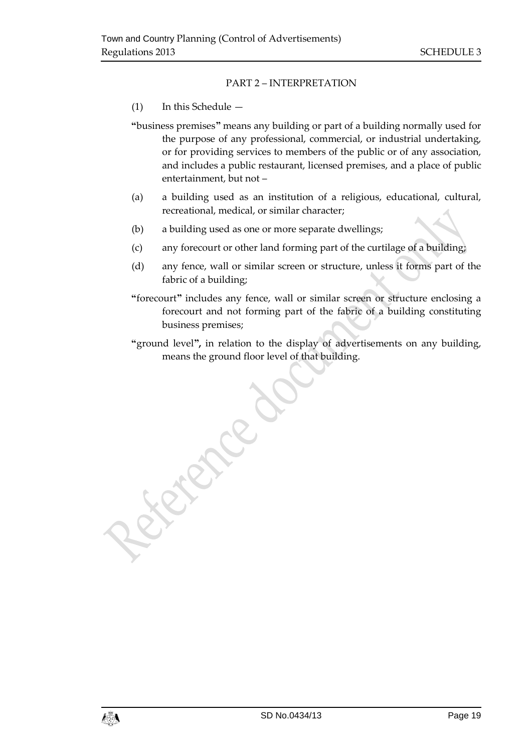## PART 2 – INTERPRETATION

(1) In this Schedule —

"**business premises**" means any building or part of a building normally used for the purpose of any professional, commercial, or industrial undertaking, or for providing services to members of the public or of any association, and includes a public restaurant, licensed premises, and a place of public entertainment, but not –

(a) a building used as an institution of a religious, educational, cultural, recreational, medical, or similar character;

(b) a building used as one or more separate dwellings;

(c) any forecourt or other land forming part of the curtilage of a building;

(d) any fence, wall or similar screen or structure, unless it forms part of the fabric of a building;

"**forecourt**" includes any fence, wall or similar screen or structure enclosing a forecourt and not forming part of the fabric of a building constituting business premises;

"**ground level**", in relation to the display of advertisements on any building, means the ground floor level of that building.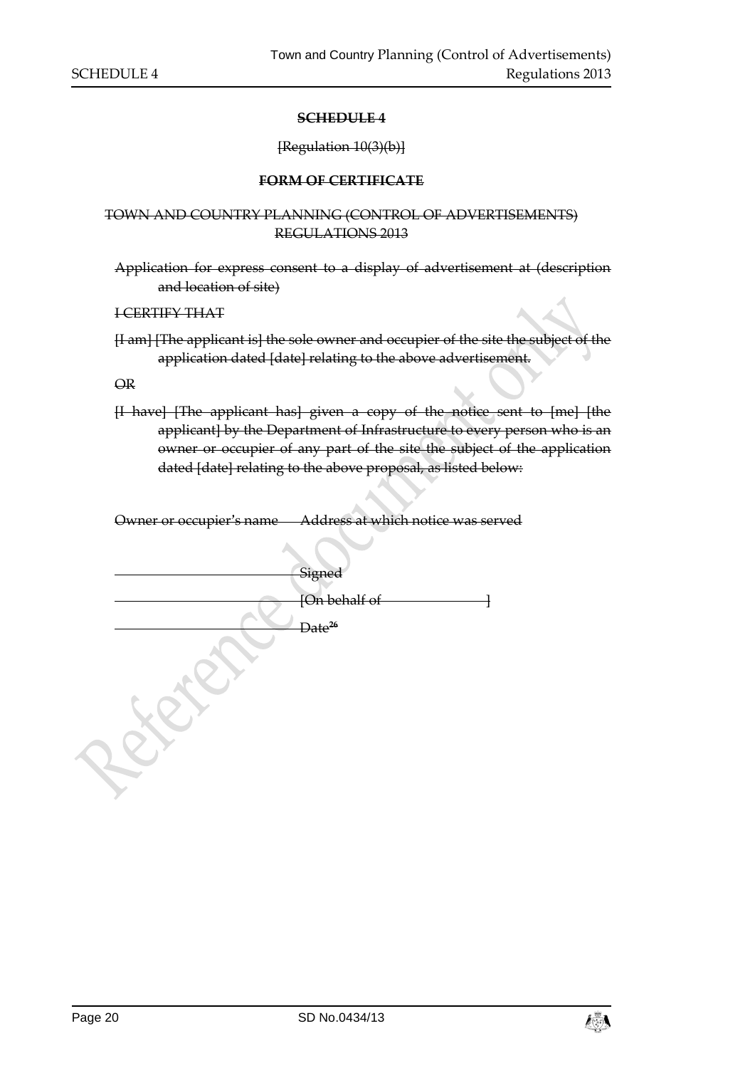**SCHEDULE 4**

[Regulation 10(3)(b)]

**FORM OF CERTIFICATE**

TOWN AND COUNTRY PLANNING (CONTROL OF ADVERTISEMENTS) REGULATIONS 2013

Application for express consent to a display of advertisement at (description and location of site)

I CERTIFY THAT

[I am] [The applicant is] the sole owner and occupier of the site the subject of the application dated [date] relating to the above advertisement.

OR

[I have] [The applicant has] given a copy of the notice sent to [me] [the applicant] by the Department of Infrastructure to every person who is an owner or occupier of any part of the site the subject of the application dated [date] relating to the above proposal, as listed below:

Owner or occupier's name — Address at which notice was served

\_\_\_\_\_\_\_\_\_\_\_\_\_\_\_\_\_\_\_\_ Signed

\_\_\_\_\_\_\_\_\_\_\_\_\_\_\_\_\_\_\_\_ [On behalf of \_\_\_\_\_\_\_\_\_\_\_\_ ]

\_\_\_\_\_\_\_\_\_\_\_\_\_\_\_\_\_\_\_\_ Date[26]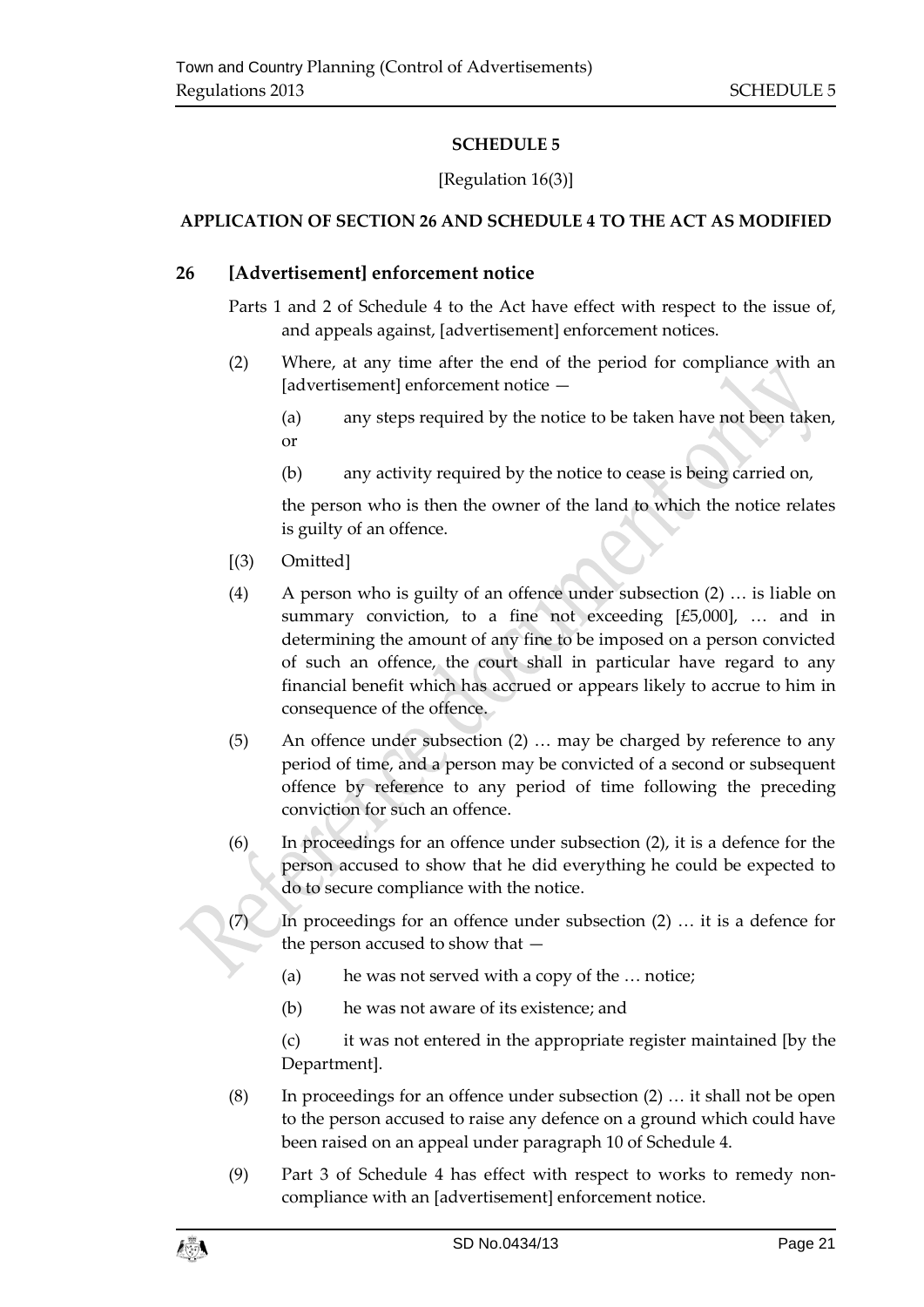## SCHEDULE 5

[Regulation 16(3)]

### APPLICATION OF SECTION 26 AND SCHEDULE 4 TO THE ACT AS MODIFIED

**26 [Advertisement] enforcement notice**

Parts 1 and 2 of Schedule 4 to the Act have effect with respect to the issue of, and appeals against, [advertisement] enforcement notices.

(2) Where, at any time after the end of the period for compliance with an [advertisement] enforcement notice —

(a) any steps required by the notice to be taken have not been taken, or

(b) any activity required by the notice to cease is being carried on,

the person who is then the owner of the land to which the notice relates is guilty of an offence.

[(3) Omitted]

(4) A person who is guilty of an offence under subsection (2) … is liable on summary conviction, to a fine not exceeding [£5,000], … and in determining the amount of any fine to be imposed on a person convicted of such an offence, the court shall in particular have regard to any financial benefit which has accrued or appears likely to accrue to him in consequence of the offence.

(5) An offence under subsection (2) … may be charged by reference to any period of time, and a person may be convicted of a second or subsequent offence by reference to any period of time following the preceding conviction for such an offence.

(6) In proceedings for an offence under subsection (2), it is a defence for the person accused to show that he did everything he could be expected to do to secure compliance with the notice.

(7) In proceedings for an offence under subsection (2) … it is a defence for the person accused to show that —

(a) he was not served with a copy of the … notice;

(b) he was not aware of its existence; and

(c) it was not entered in the appropriate register maintained [by the Department].

(8) In proceedings for an offence under subsection (2) … it shall not be open to the person accused to raise any defence on a ground which could have been raised on an appeal under paragraph 10 of Schedule 4.

(9) Part 3 of Schedule 4 has effect with respect to works to remedy non-compliance with an [advertisement] enforcement notice.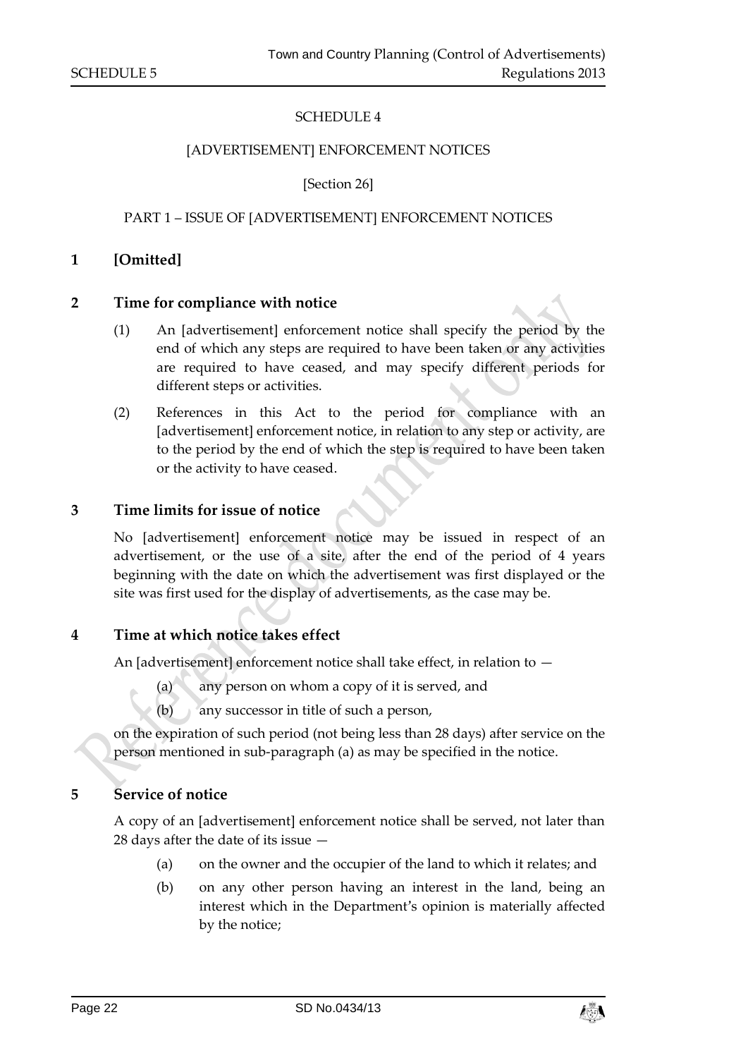# SCHEDULE 4

## [ADVERTISEMENT] ENFORCEMENT NOTICES

[Section 26]

### PART 1 – ISSUE OF [ADVERTISEMENT] ENFORCEMENT NOTICES

**1 [Omitted]**

**2 Time for compliance with notice**

(1) An [advertisement] enforcement notice shall specify the period by the end of which any steps are required to have been taken or any activities are required to have ceased, and may specify different periods for different steps or activities.

(2) References in this Act to the period for compliance with an [advertisement] enforcement notice, in relation to any step or activity, are to the period by the end of which the step is required to have been taken or the activity to have ceased.

**3 Time limits for issue of notice**

No [advertisement] enforcement notice may be issued in respect of an advertisement, or the use of a site, after the end of the period of 4 years beginning with the date on which the advertisement was first displayed or the site was first used for the display of advertisements, as the case may be.

**4 Time at which notice takes effect**

An [advertisement] enforcement notice shall take effect, in relation to —

(a) any person on whom a copy of it is served, and

(b) any successor in title of such a person,

on the expiration of such period (not being less than 28 days) after service on the person mentioned in sub-paragraph (a) as may be specified in the notice.

**5 Service of notice**

A copy of an [advertisement] enforcement notice shall be served, not later than 28 days after the date of its issue —

(a) on the owner and the occupier of the land to which it relates; and

(b) on any other person having an interest in the land, being an interest which in the Department's opinion is materially affected by the notice;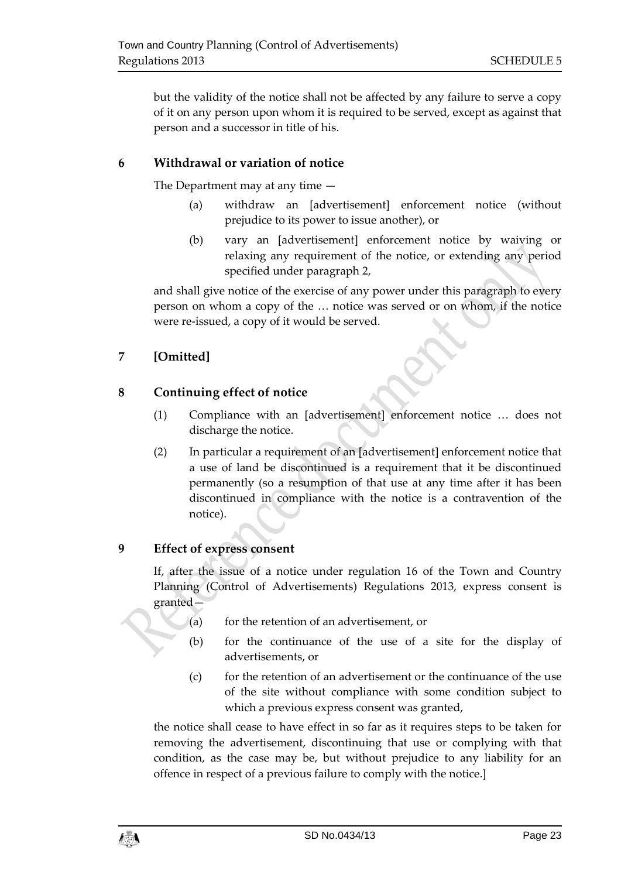but the validity of the notice shall not be affected by any failure to serve a copy of it on any person upon whom it is required to be served, except as against that person and a successor in title of his.

### 6 Withdrawal or variation of notice

The Department may at any time —

(a) withdraw an [advertisement] enforcement notice (without prejudice to its power to issue another), or

(b) vary an [advertisement] enforcement notice by waiving or relaxing any requirement of the notice, or extending any period specified under paragraph 2,

and shall give notice of the exercise of any power under this paragraph to every person on whom a copy of the … notice was served or on whom, if the notice were re-issued, a copy of it would be served.

### 7 [Omitted]

### 8 Continuing effect of notice

(1) Compliance with an [advertisement] enforcement notice … does not discharge the notice.

(2) In particular a requirement of an [advertisement] enforcement notice that a use of land be discontinued is a requirement that it be discontinued permanently (so a resumption of that use at any time after it has been discontinued in compliance with the notice is a contravention of the notice).

### 9 Effect of express consent

If, after the issue of a notice under regulation 16 of the Town and Country Planning (Control of Advertisements) Regulations 2013, express consent is granted—

(a) for the retention of an advertisement, or

(b) for the continuance of the use of a site for the display of advertisements, or

(c) for the retention of an advertisement or the continuance of the use of the site without compliance with some condition subject to which a previous express consent was granted,

the notice shall cease to have effect in so far as it requires steps to be taken for removing the advertisement, discontinuing that use or complying with that condition, as the case may be, but without prejudice to any liability for an offence in respect of a previous failure to comply with the notice.]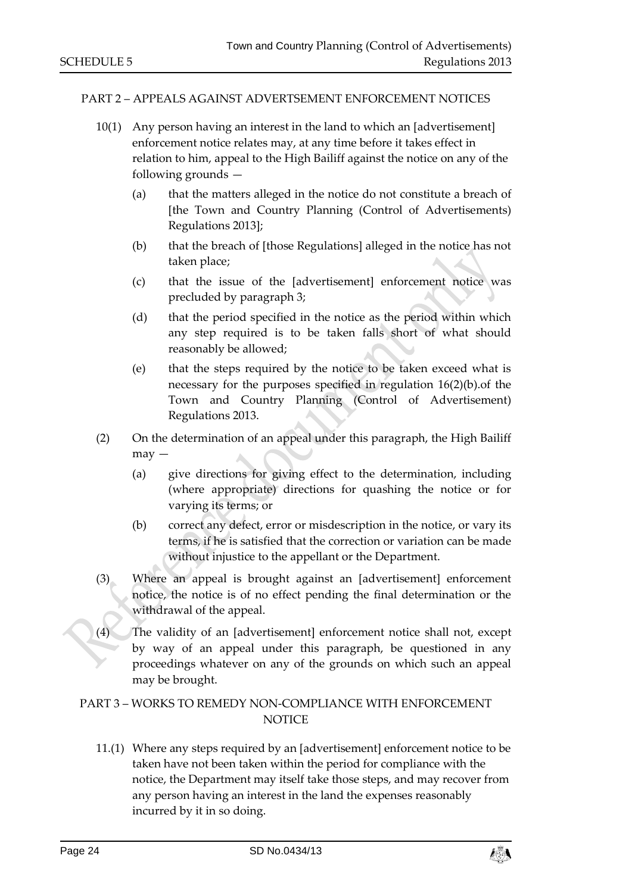## PART 2 – APPEALS AGAINST ADVERTISEMENT ENFORCEMENT NOTICES

10(1) Any person having an interest in the land to which an [advertisement] enforcement notice relates may, at any time before it takes effect in relation to him, appeal to the High Bailiff against the notice on any of the following grounds —

(a) that the matters alleged in the notice do not constitute a breach of [the Town and Country Planning (Control of Advertisements) Regulations 2013];

(b) that the breach of [those Regulations] alleged in the notice has not taken place;

(c) that the issue of the [advertisement] enforcement notice was precluded by paragraph 3;

(d) that the period specified in the notice as the period within which any step required is to be taken falls short of what should reasonably be allowed;

(e) that the steps required by the notice to be taken exceed what is necessary for the purposes specified in regulation 16(2)(b).of the Town and Country Planning (Control of Advertisement) Regulations 2013.

(2) On the determination of an appeal under this paragraph, the High Bailiff may —

(a) give directions for giving effect to the determination, including (where appropriate) directions for quashing the notice or for varying its terms; or

(b) correct any defect, error or misdescription in the notice, or vary its terms, if he is satisfied that the correction or variation can be made without injustice to the appellant or the Department.

(3) Where an appeal is brought against an [advertisement] enforcement notice, the notice is of no effect pending the final determination or the withdrawal of the appeal.

(4) The validity of an [advertisement] enforcement notice shall not, except by way of an appeal under this paragraph, be questioned in any proceedings whatever on any of the grounds on which such an appeal may be brought.

## PART 3 – WORKS TO REMEDY NON-COMPLIANCE WITH ENFORCEMENT NOTICE

11.(1) Where any steps required by an [advertisement] enforcement notice to be taken have not been taken within the period for compliance with the notice, the Department may itself take those steps, and may recover from any person having an interest in the land the expenses reasonably incurred by it in so doing.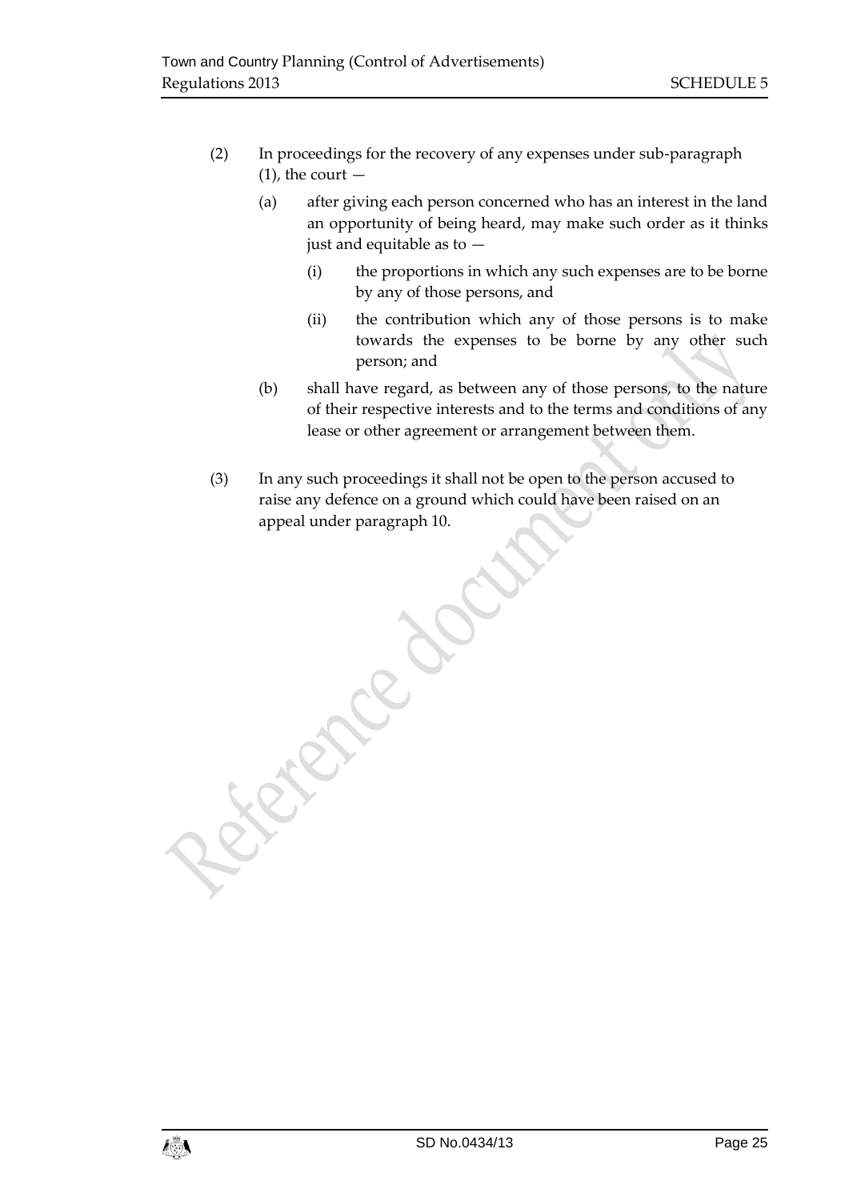(2) In proceedings for the recovery of any expenses under sub-paragraph (1), the court —

(a) after giving each person concerned who has an interest in the land an opportunity of being heard, may make such order as it thinks just and equitable as to —

(i) the proportions in which any such expenses are to be borne by any of those persons, and

(ii) the contribution which any of those persons is to make towards the expenses to be borne by any other such person; and

(b) shall have regard, as between any of those persons, to the nature of their respective interests and to the terms and conditions of any lease or other agreement or arrangement between them.

(3) In any such proceedings it shall not be open to the person accused to raise any defence on a ground which could have been raised on an appeal under paragraph 10.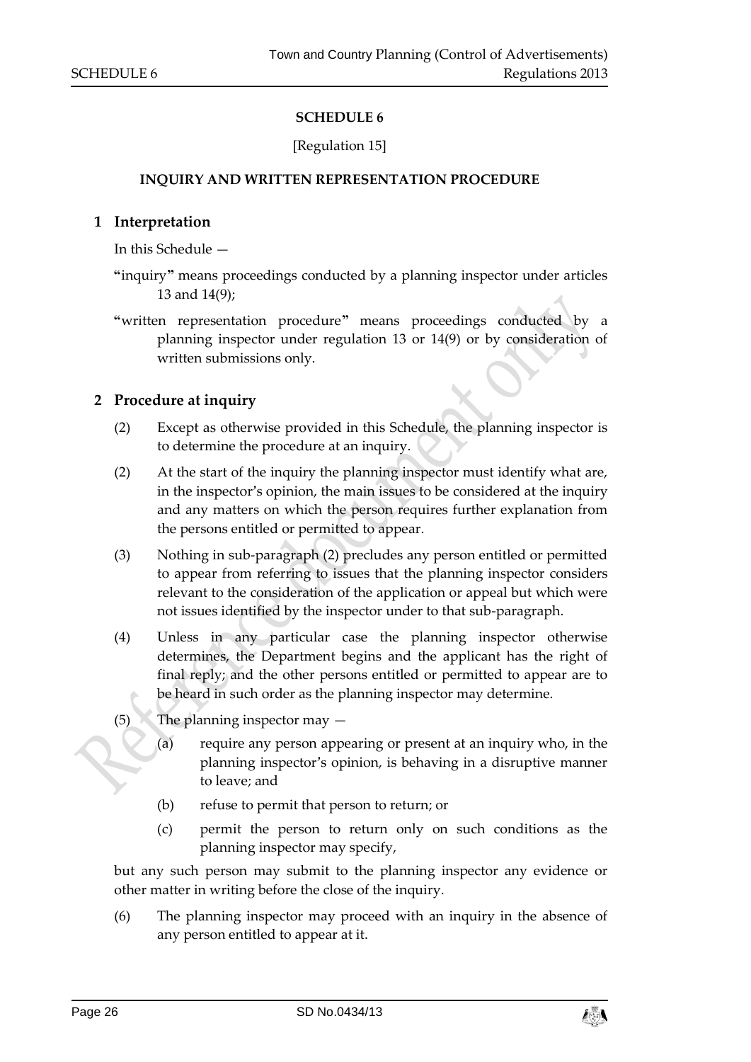# SCHEDULE 6

[Regulation 15]

## INQUIRY AND WRITTEN REPRESENTATION PROCEDURE

### 1 Interpretation

In this Schedule —

"inquiry" means proceedings conducted by a planning inspector under articles 13 and 14(9);

"written representation procedure" means proceedings conducted by a planning inspector under regulation 13 or 14(9) or by consideration of written submissions only.

### 2 Procedure at inquiry

(2) Except as otherwise provided in this Schedule, the planning inspector is to determine the procedure at an inquiry.

(2) At the start of the inquiry the planning inspector must identify what are, in the inspector's opinion, the main issues to be considered at the inquiry and any matters on which the person requires further explanation from the persons entitled or permitted to appear.

(3) Nothing in sub-paragraph (2) precludes any person entitled or permitted to appear from referring to issues that the planning inspector considers relevant to the consideration of the application or appeal but which were not issues identified by the inspector under to that sub-paragraph.

(4) Unless in any particular case the planning inspector otherwise determines, the Department begins and the applicant has the right of final reply; and the other persons entitled or permitted to appear are to be heard in such order as the planning inspector may determine.

(5) The planning inspector may —

(a) require any person appearing or present at an inquiry who, in the planning inspector's opinion, is behaving in a disruptive manner to leave; and

(b) refuse to permit that person to return; or

(c) permit the person to return only on such conditions as the planning inspector may specify,

but any such person may submit to the planning inspector any evidence or other matter in writing before the close of the inquiry.

(6) The planning inspector may proceed with an inquiry in the absence of any person entitled to appear at it.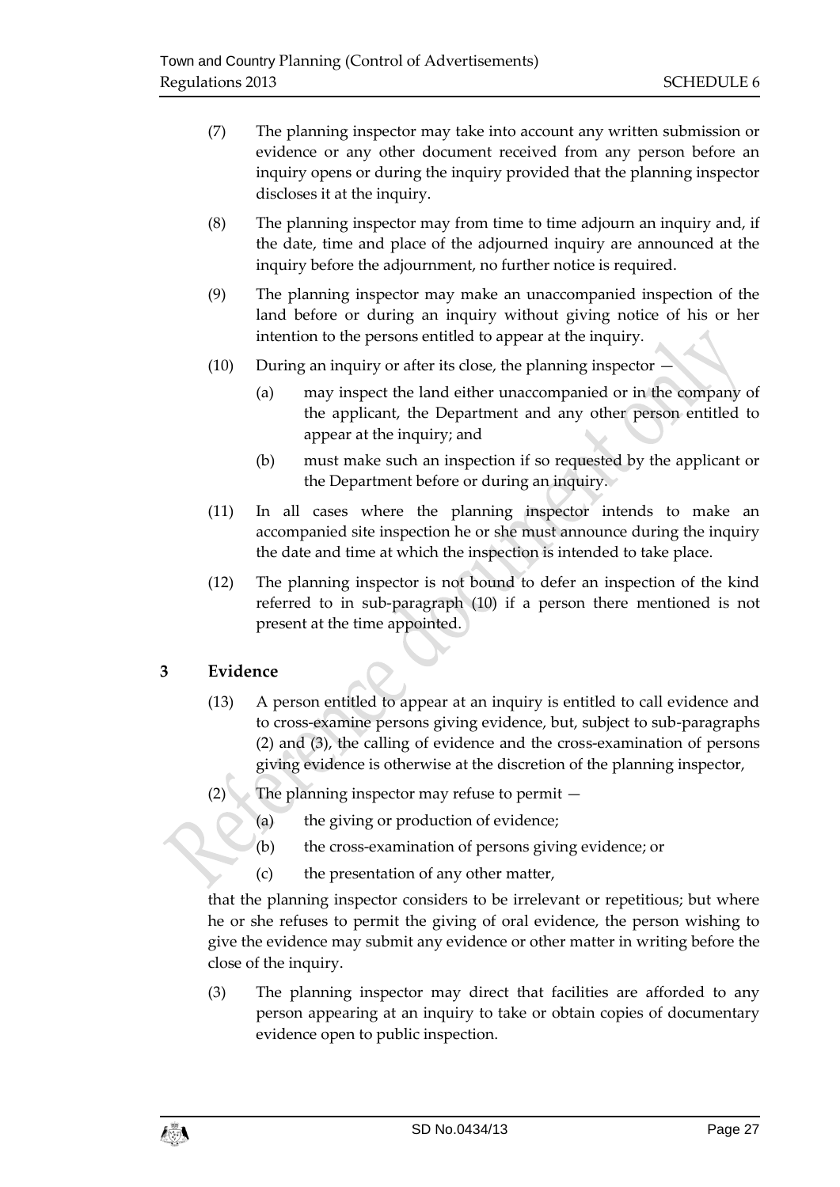(7) The planning inspector may take into account any written submission or evidence or any other document received from any person before an inquiry opens or during the inquiry provided that the planning inspector discloses it at the inquiry.

(8) The planning inspector may from time to time adjourn an inquiry and, if the date, time and place of the adjourned inquiry are announced at the inquiry before the adjournment, no further notice is required.

(9) The planning inspector may make an unaccompanied inspection of the land before or during an inquiry without giving notice of his or her intention to the persons entitled to appear at the inquiry.

(10) During an inquiry or after its close, the planning inspector —

(a) may inspect the land either unaccompanied or in the company of the applicant, the Department and any other person entitled to appear at the inquiry; and

(b) must make such an inspection if so requested by the applicant or the Department before or during an inquiry.

(11) In all cases where the planning inspector intends to make an accompanied site inspection he or she must announce during the inquiry the date and time at which the inspection is intended to take place.

(12) The planning inspector is not bound to defer an inspection of the kind referred to in sub-paragraph (10) if a person there mentioned is not present at the time appointed.

## 3 Evidence

(13) A person entitled to appear at an inquiry is entitled to call evidence and to cross-examine persons giving evidence, but, subject to sub-paragraphs (2) and (3), the calling of evidence and the cross-examination of persons giving evidence is otherwise at the discretion of the planning inspector,

(2) The planning inspector may refuse to permit —

(a) the giving or production of evidence;

(b) the cross-examination of persons giving evidence; or

(c) the presentation of any other matter,

that the planning inspector considers to be irrelevant or repetitious; but where he or she refuses to permit the giving of oral evidence, the person wishing to give the evidence may submit any evidence or other matter in writing before the close of the inquiry.

(3) The planning inspector may direct that facilities are afforded to any person appearing at an inquiry to take or obtain copies of documentary evidence open to public inspection.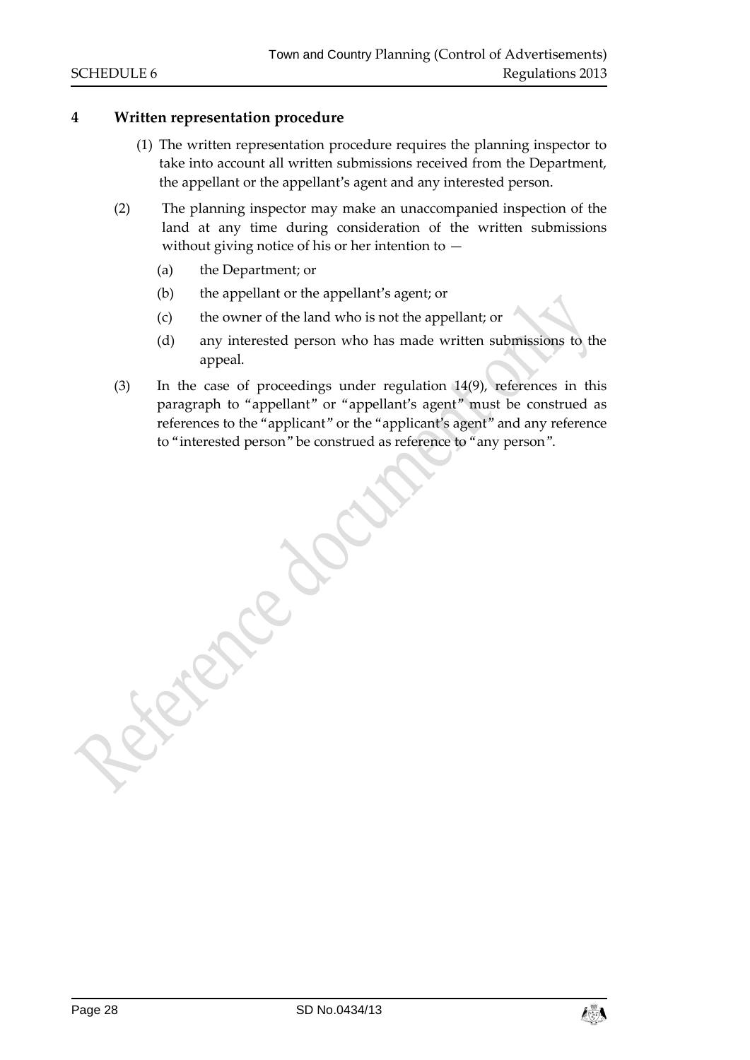## 4 Written representation procedure

(1) The written representation procedure requires the planning inspector to take into account all written submissions received from the Department, the appellant or the appellant's agent and any interested person.

(2) The planning inspector may make an unaccompanied inspection of the land at any time during consideration of the written submissions without giving notice of his or her intention to —

(a) the Department; or

(b) the appellant or the appellant's agent; or

(c) the owner of the land who is not the appellant; or

(d) any interested person who has made written submissions to the appeal.

(3) In the case of proceedings under regulation 14(9), references in this paragraph to "appellant" or "appellant's agent" must be construed as references to the "applicant" or the "applicant's agent" and any reference to "interested person" be construed as reference to "any person".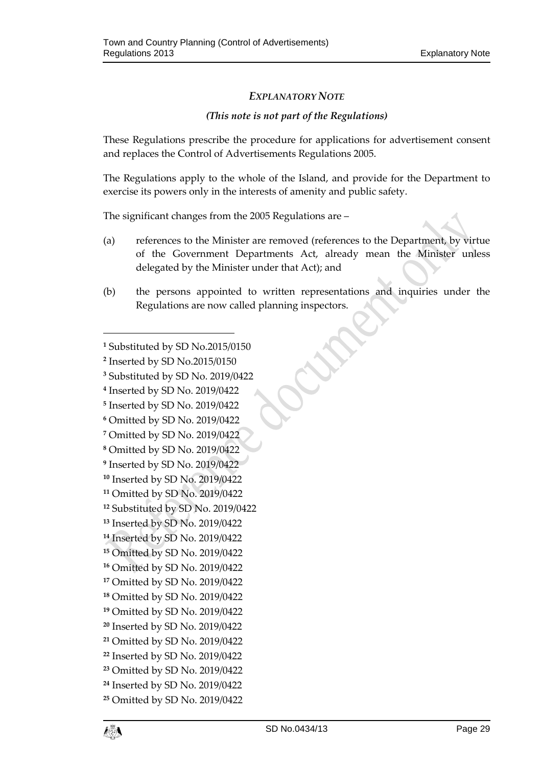## *EXPLANATORY NOTE*

*(This note is not part of the Regulations)*

These Regulations prescribe the procedure for applications for advertisement consent and replaces the Control of Advertisements Regulations 2005.

The Regulations apply to the whole of the Island, and provide for the Department to exercise its powers only in the interests of amenity and public safety.

The significant changes from the 2005 Regulations are –

(a) references to the Minister are removed (references to the Department, by virtue of the Government Departments Act, already mean the Minister unless delegated by the Minister under that Act); and

(b) the persons appointed to written representations and inquiries under the Regulations are now called planning inspectors.

---

[1] Substituted by SD No.2015/0150
[2] Inserted by SD No.2015/0150
[3] Substituted by SD No. 2019/0422
[4] Inserted by SD No. 2019/0422
[5] Inserted by SD No. 2019/0422
[6] Omitted by SD No. 2019/0422
[7] Omitted by SD No. 2019/0422
[8] Omitted by SD No. 2019/0422
[9] Inserted by SD No. 2019/0422
[10] Inserted by SD No. 2019/0422
[11] Omitted by SD No. 2019/0422
[12] Substituted by SD No. 2019/0422
[13] Inserted by SD No. 2019/0422
[14] Inserted by SD No. 2019/0422
[15] Omitted by SD No. 2019/0422
[16] Omitted by SD No. 2019/0422
[17] Omitted by SD No. 2019/0422
[18] Omitted by SD No. 2019/0422
[19] Omitted by SD No. 2019/0422
[20] Inserted by SD No. 2019/0422
[21] Omitted by SD No. 2019/0422
[22] Inserted by SD No. 2019/0422
[23] Omitted by SD No. 2019/0422
[24] Inserted by SD No. 2019/0422
[25] Omitted by SD No. 2019/0422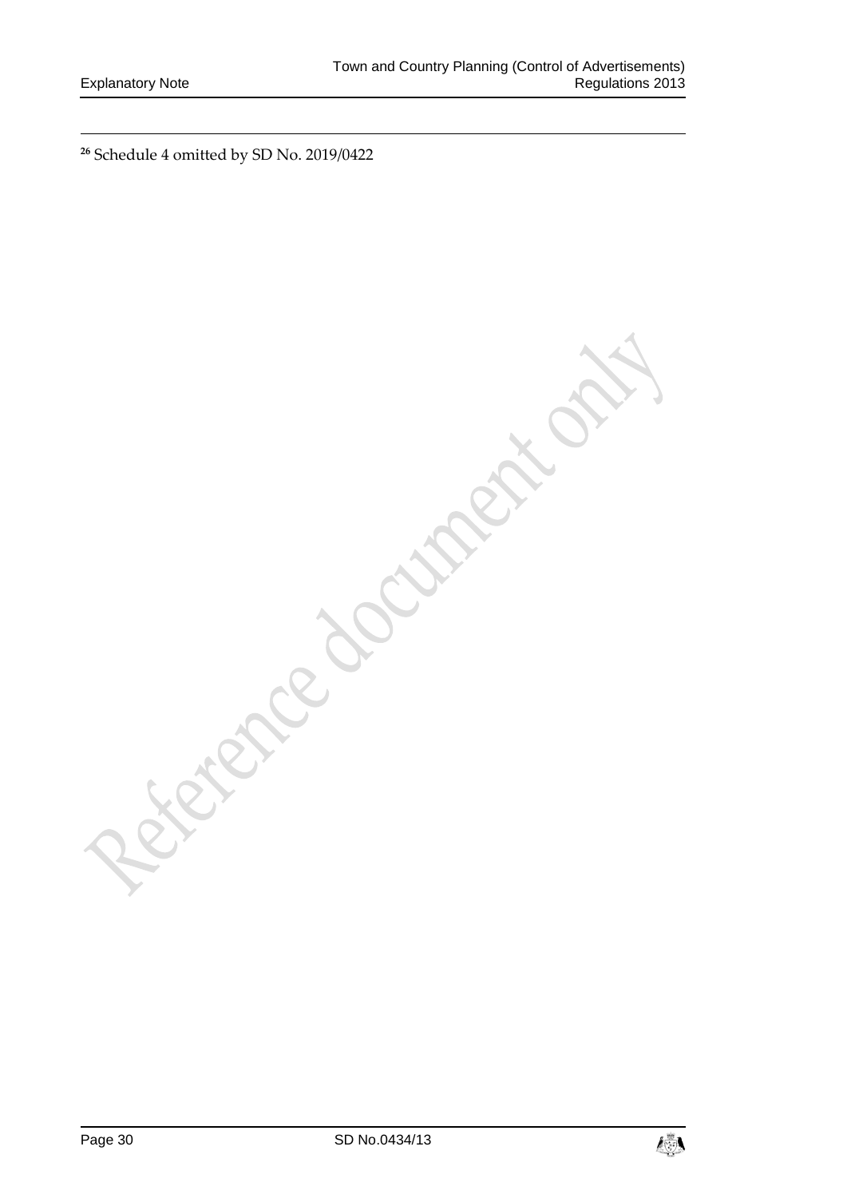[26] Schedule 4 omitted by SD No. 2019/0422